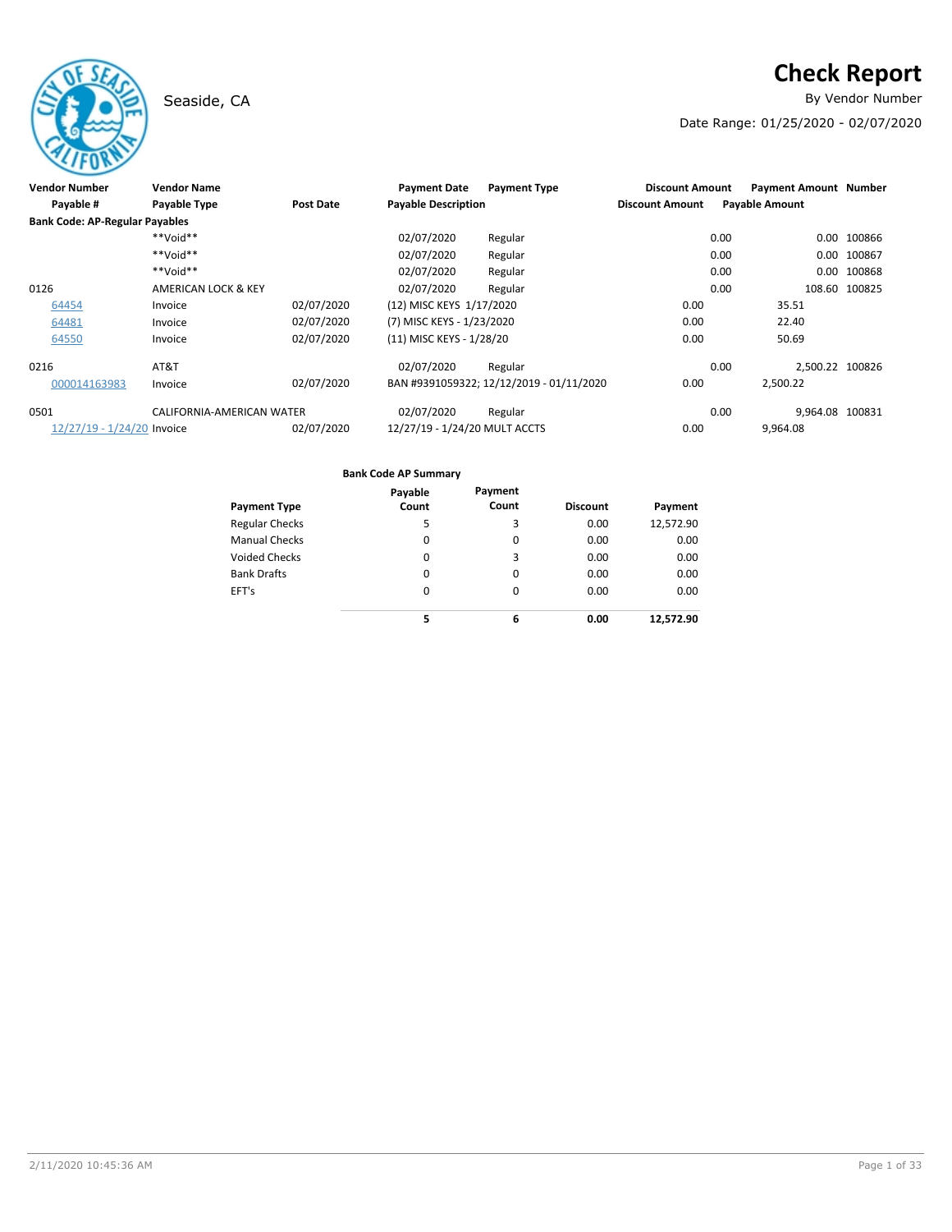# Check Report

Seaside, CA

By Vendor Number

Date Range: 01/25/2020 - 02/07/2020

| Vendor Number | Vendor Name | | Payment Date | Payment Type | Discount Amount | Payment Amount | Number |
|---|---|---|---|---|---|---|---|
| Payable # | Payable Type | Post Date | Payable Description | | Discount Amount | Payable Amount | |
| **Bank Code: AP-Regular Payables** | | | | | | | |
| | **Void** | | 02/07/2020 | Regular | 0.00 | 0.00 | 100866 |
| | **Void** | | 02/07/2020 | Regular | 0.00 | 0.00 | 100867 |
| | **Void** | | 02/07/2020 | Regular | 0.00 | 0.00 | 100868 |
| 0126 | AMERICAN LOCK & KEY | | 02/07/2020 | Regular | 0.00 | 108.60 | 100825 |
| 64454 | Invoice | 02/07/2020 | (12) MISC KEYS 1/17/2020 | | 0.00 | 35.51 | |
| 64481 | Invoice | 02/07/2020 | (7) MISC KEYS - 1/23/2020 | | 0.00 | 22.40 | |
| 64550 | Invoice | 02/07/2020 | (11) MISC KEYS - 1/28/20 | | 0.00 | 50.69 | |
| 0216 | AT&T | | 02/07/2020 | Regular | 0.00 | 2,500.22 | 100826 |
| 000014163983 | Invoice | 02/07/2020 | BAN #9391059322; 12/12/2019 - 01/11/2020 | | 0.00 | 2,500.22 | |
| 0501 | CALIFORNIA-AMERICAN WATER | | 02/07/2020 | Regular | 0.00 | 9,964.08 | 100831 |
| 12/27/19 - 1/24/20 | Invoice | 02/07/2020 | 12/27/19 - 1/24/20 MULT ACCTS | | 0.00 | 9,964.08 | |

**Bank Code AP Summary**

| Payment Type | Payable Count | Payment Count | Discount | Payment |
|---|---|---|---|---|
| Regular Checks | 5 | 3 | 0.00 | 12,572.90 |
| Manual Checks | 0 | 0 | 0.00 | 0.00 |
| Voided Checks | 0 | 3 | 0.00 | 0.00 |
| Bank Drafts | 0 | 0 | 0.00 | 0.00 |
| EFT's | 0 | 0 | 0.00 | 0.00 |
| | **5** | **6** | **0.00** | **12,572.90** |

2/11/2020 10:45:36 AM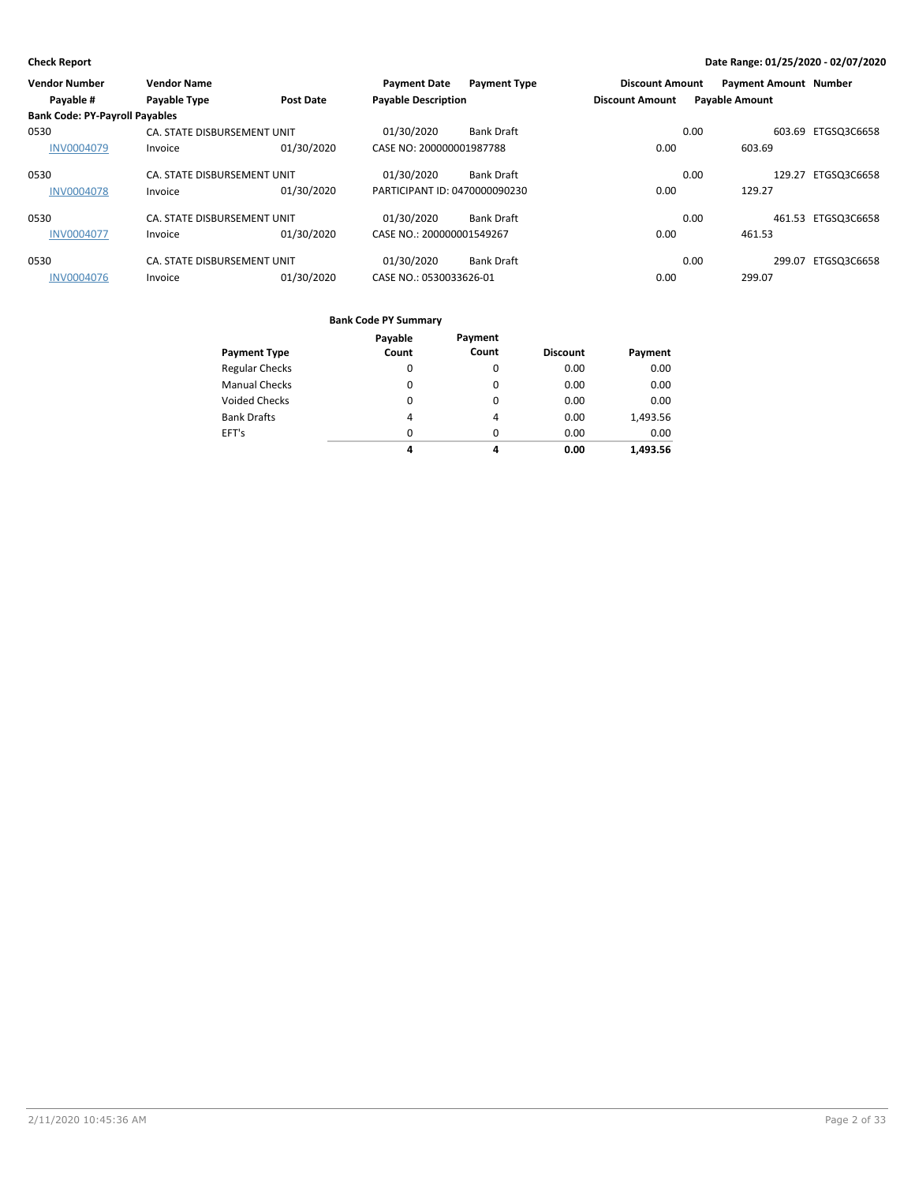**Check Report** — Date Range: 01/25/2020 - 02/07/2020

| Vendor Number | Vendor Name | | Payment Date | Payment Type | Discount Amount | Payment Amount | Number |
|---|---|---|---|---|---|---|---|
| Payable # | Payable Type | Post Date | Payable Description | | Discount Amount | Payable Amount | |
| **Bank Code: PY-Payroll Payables** | | | | | | | |
| 0530 | CA. STATE DISBURSEMENT UNIT | | 01/30/2020 | Bank Draft | 0.00 | 603.69 | ETGSQ3C6658 |
| INV0004079 | Invoice | 01/30/2020 | CASE NO: 200000001987788 | | 0.00 | 603.69 | |
| 0530 | CA. STATE DISBURSEMENT UNIT | | 01/30/2020 | Bank Draft | 0.00 | 129.27 | ETGSQ3C6658 |
| INV0004078 | Invoice | 01/30/2020 | PARTICIPANT ID: 0470000090230 | | 0.00 | 129.27 | |
| 0530 | CA. STATE DISBURSEMENT UNIT | | 01/30/2020 | Bank Draft | 0.00 | 461.53 | ETGSQ3C6658 |
| INV0004077 | Invoice | 01/30/2020 | CASE NO.: 200000001549267 | | 0.00 | 461.53 | |
| 0530 | CA. STATE DISBURSEMENT UNIT | | 01/30/2020 | Bank Draft | 0.00 | 299.07 | ETGSQ3C6658 |
| INV0004076 | Invoice | 01/30/2020 | CASE NO.: 0530033626-01 | | 0.00 | 299.07 | |

**Bank Code PY Summary**

| Payment Type | Payable Count | Payment Count | Discount | Payment |
|---|---|---|---|---|
| Regular Checks | 0 | 0 | 0.00 | 0.00 |
| Manual Checks | 0 | 0 | 0.00 | 0.00 |
| Voided Checks | 0 | 0 | 0.00 | 0.00 |
| Bank Drafts | 4 | 4 | 0.00 | 1,493.56 |
| EFT's | 0 | 0 | 0.00 | 0.00 |
| | **4** | **4** | **0.00** | **1,493.56** |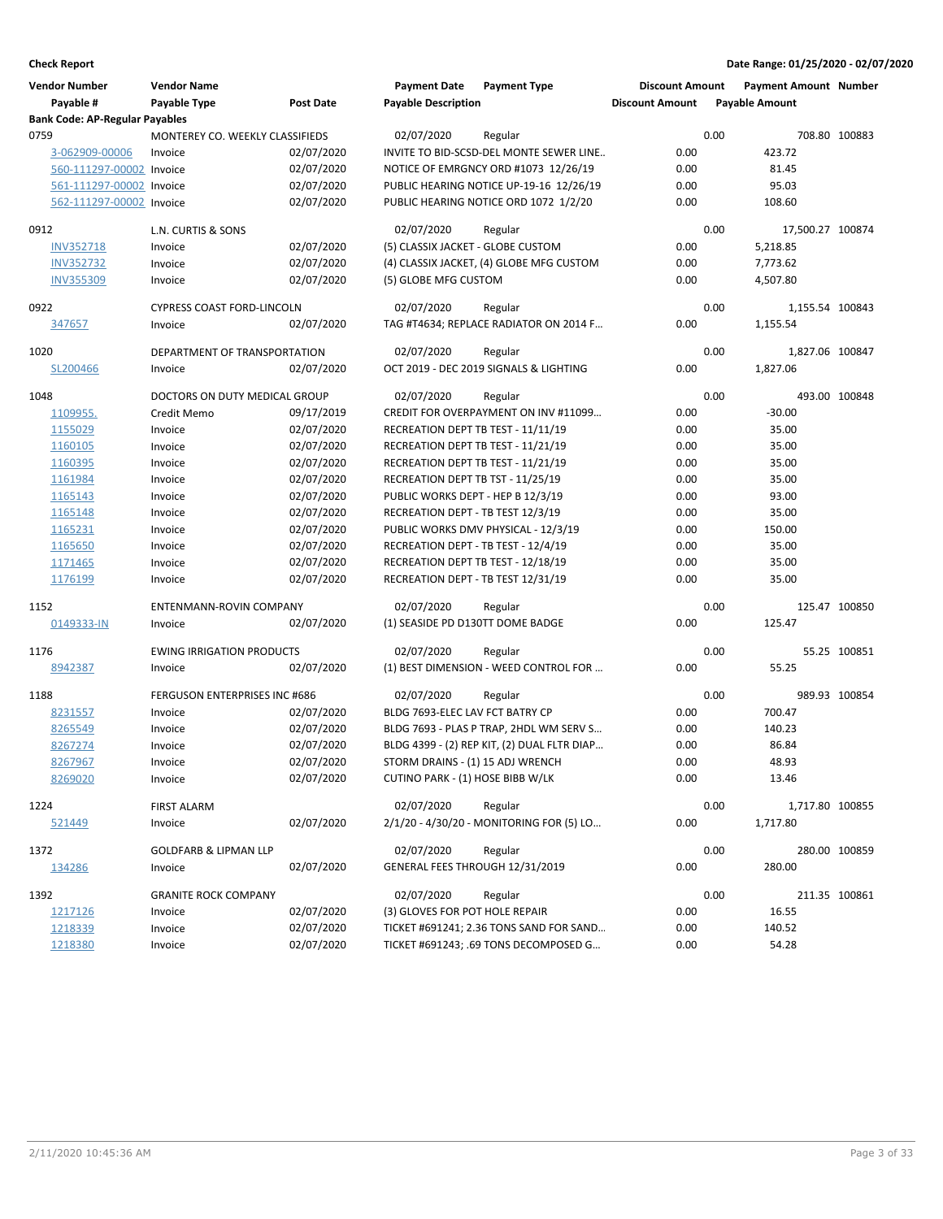**Check Report**

**Date Range: 01/25/2020 - 02/07/2020**

| Vendor Number | Vendor Name | | Payment Date | Payment Type | Discount Amount | Payment Amount | Number |
|---|---|---|---|---|---|---|---|
| Payable # | Payable Type | Post Date | Payable Description | | Discount Amount | Payable Amount | |
| **Bank Code: AP-Regular Payables** | | | | | | | |
| 0759 | MONTEREY CO. WEEKLY CLASSIFIEDS | | 02/07/2020 | Regular | 0.00 | 708.80 | 100883 |
| 3-062909-00006 | Invoice | 02/07/2020 | INVITE TO BID-SCSD-DEL MONTE SEWER LINE.. | | 0.00 | 423.72 | |
| 560-111297-00002 | Invoice | 02/07/2020 | NOTICE OF EMRGNCY ORD #1073 12/26/19 | | 0.00 | 81.45 | |
| 561-111297-00002 | Invoice | 02/07/2020 | PUBLIC HEARING NOTICE UP-19-16 12/26/19 | | 0.00 | 95.03 | |
| 562-111297-00002 | Invoice | 02/07/2020 | PUBLIC HEARING NOTICE ORD 1072 1/2/20 | | 0.00 | 108.60 | |
| 0912 | L.N. CURTIS & SONS | | 02/07/2020 | Regular | 0.00 | 17,500.27 | 100874 |
| INV352718 | Invoice | 02/07/2020 | (5) CLASSIX JACKET - GLOBE CUSTOM | | 0.00 | 5,218.85 | |
| INV352732 | Invoice | 02/07/2020 | (4) CLASSIX JACKET, (4) GLOBE MFG CUSTOM | | 0.00 | 7,773.62 | |
| INV355309 | Invoice | 02/07/2020 | (5) GLOBE MFG CUSTOM | | 0.00 | 4,507.80 | |
| 0922 | CYPRESS COAST FORD-LINCOLN | | 02/07/2020 | Regular | 0.00 | 1,155.54 | 100843 |
| 347657 | Invoice | 02/07/2020 | TAG #T4634; REPLACE RADIATOR ON 2014 F… | | 0.00 | 1,155.54 | |
| 1020 | DEPARTMENT OF TRANSPORTATION | | 02/07/2020 | Regular | 0.00 | 1,827.06 | 100847 |
| SL200466 | Invoice | 02/07/2020 | OCT 2019 - DEC 2019 SIGNALS & LIGHTING | | 0.00 | 1,827.06 | |
| 1048 | DOCTORS ON DUTY MEDICAL GROUP | | 02/07/2020 | Regular | 0.00 | 493.00 | 100848 |
| 1109955. | Credit Memo | 09/17/2019 | CREDIT FOR OVERPAYMENT ON INV #11099… | | 0.00 | -30.00 | |
| 1155029 | Invoice | 02/07/2020 | RECREATION DEPT TB TEST - 11/11/19 | | 0.00 | 35.00 | |
| 1160105 | Invoice | 02/07/2020 | RECREATION DEPT TB TEST - 11/21/19 | | 0.00 | 35.00 | |
| 1160395 | Invoice | 02/07/2020 | RECREATION DEPT TB TEST - 11/21/19 | | 0.00 | 35.00 | |
| 1161984 | Invoice | 02/07/2020 | RECREATION DEPT TB TST - 11/25/19 | | 0.00 | 35.00 | |
| 1165143 | Invoice | 02/07/2020 | PUBLIC WORKS DEPT - HEP B 12/3/19 | | 0.00 | 93.00 | |
| 1165148 | Invoice | 02/07/2020 | RECREATION DEPT - TB TEST 12/3/19 | | 0.00 | 35.00 | |
| 1165231 | Invoice | 02/07/2020 | PUBLIC WORKS DMV PHYSICAL - 12/3/19 | | 0.00 | 150.00 | |
| 1165650 | Invoice | 02/07/2020 | RECREATION DEPT - TB TEST - 12/4/19 | | 0.00 | 35.00 | |
| 1171465 | Invoice | 02/07/2020 | RECREATION DEPT TB TEST - 12/18/19 | | 0.00 | 35.00 | |
| 1176199 | Invoice | 02/07/2020 | RECREATION DEPT - TB TEST 12/31/19 | | 0.00 | 35.00 | |
| 1152 | ENTENMANN-ROVIN COMPANY | | 02/07/2020 | Regular | 0.00 | 125.47 | 100850 |
| 0149333-IN | Invoice | 02/07/2020 | (1) SEASIDE PD D130TT DOME BADGE | | 0.00 | 125.47 | |
| 1176 | EWING IRRIGATION PRODUCTS | | 02/07/2020 | Regular | 0.00 | 55.25 | 100851 |
| 8942387 | Invoice | 02/07/2020 | (1) BEST DIMENSION - WEED CONTROL FOR … | | 0.00 | 55.25 | |
| 1188 | FERGUSON ENTERPRISES INC #686 | | 02/07/2020 | Regular | 0.00 | 989.93 | 100854 |
| 8231557 | Invoice | 02/07/2020 | BLDG 7693-ELEC LAV FCT BATRY CP | | 0.00 | 700.47 | |
| 8265549 | Invoice | 02/07/2020 | BLDG 7693 - PLAS P TRAP, 2HDL WM SERV S… | | 0.00 | 140.23 | |
| 8267274 | Invoice | 02/07/2020 | BLDG 4399 - (2) REP KIT, (2) DUAL FLTR DIAP… | | 0.00 | 86.84 | |
| 8267967 | Invoice | 02/07/2020 | STORM DRAINS - (1) 15 ADJ WRENCH | | 0.00 | 48.93 | |
| 8269020 | Invoice | 02/07/2020 | CUTINO PARK - (1) HOSE BIBB W/LK | | 0.00 | 13.46 | |
| 1224 | FIRST ALARM | | 02/07/2020 | Regular | 0.00 | 1,717.80 | 100855 |
| 521449 | Invoice | 02/07/2020 | 2/1/20 - 4/30/20 - MONITORING FOR (5) LO… | | 0.00 | 1,717.80 | |
| 1372 | GOLDFARB & LIPMAN LLP | | 02/07/2020 | Regular | 0.00 | 280.00 | 100859 |
| 134286 | Invoice | 02/07/2020 | GENERAL FEES THROUGH 12/31/2019 | | 0.00 | 280.00 | |
| 1392 | GRANITE ROCK COMPANY | | 02/07/2020 | Regular | 0.00 | 211.35 | 100861 |
| 1217126 | Invoice | 02/07/2020 | (3) GLOVES FOR POT HOLE REPAIR | | 0.00 | 16.55 | |
| 1218339 | Invoice | 02/07/2020 | TICKET #691241; 2.36 TONS SAND FOR SAND… | | 0.00 | 140.52 | |
| 1218380 | Invoice | 02/07/2020 | TICKET #691243; .69 TONS DECOMPOSED G… | | 0.00 | 54.28 | |

2/11/2020 10:45:36 AM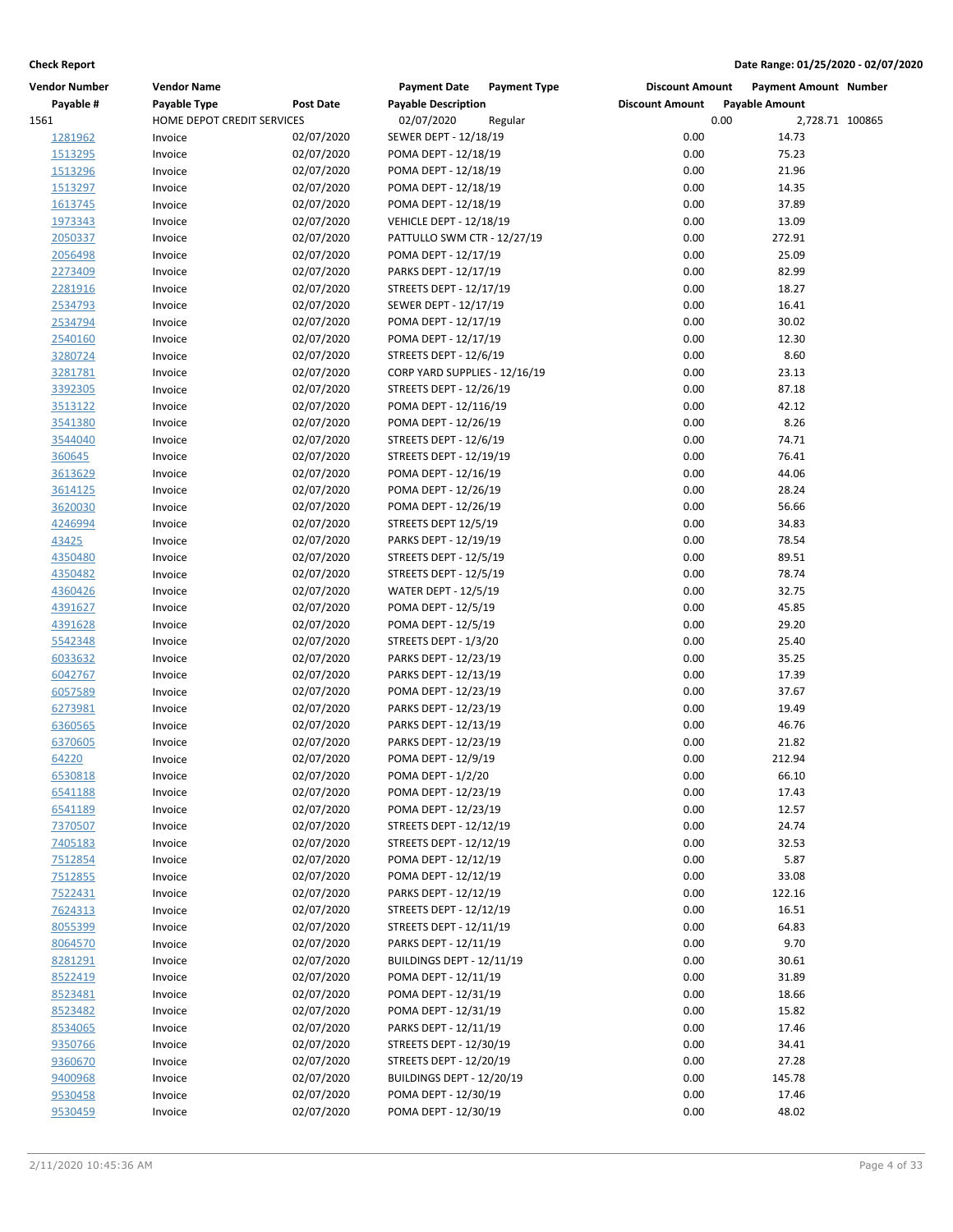**Check Report**

**Date Range: 01/25/2020 - 02/07/2020**

| Vendor Number | Vendor Name | | Payment Date | Payment Type | Discount Amount | Payment Amount | Number |
|---|---|---|---|---|---|---|---|
| Payable # | Payable Type | Post Date | Payable Description | | Discount Amount | Payable Amount | |
| 1561 | HOME DEPOT CREDIT SERVICES | | 02/07/2020 | Regular | 0.00 | 2,728.71 | 100865 |
| 1281962 | Invoice | 02/07/2020 | SEWER DEPT - 12/18/19 | | 0.00 | 14.73 | |
| 1513295 | Invoice | 02/07/2020 | POMA DEPT - 12/18/19 | | 0.00 | 75.23 | |
| 1513296 | Invoice | 02/07/2020 | POMA DEPT - 12/18/19 | | 0.00 | 21.96 | |
| 1513297 | Invoice | 02/07/2020 | POMA DEPT - 12/18/19 | | 0.00 | 14.35 | |
| 1613745 | Invoice | 02/07/2020 | POMA DEPT - 12/18/19 | | 0.00 | 37.89 | |
| 1973343 | Invoice | 02/07/2020 | VEHICLE DEPT - 12/18/19 | | 0.00 | 13.09 | |
| 2050337 | Invoice | 02/07/2020 | PATTULLO SWM CTR - 12/27/19 | | 0.00 | 272.91 | |
| 2056498 | Invoice | 02/07/2020 | POMA DEPT - 12/17/19 | | 0.00 | 25.09 | |
| 2273409 | Invoice | 02/07/2020 | PARKS DEPT - 12/17/19 | | 0.00 | 82.99 | |
| 2281916 | Invoice | 02/07/2020 | STREETS DEPT - 12/17/19 | | 0.00 | 18.27 | |
| 2534793 | Invoice | 02/07/2020 | SEWER DEPT - 12/17/19 | | 0.00 | 16.41 | |
| 2534794 | Invoice | 02/07/2020 | POMA DEPT - 12/17/19 | | 0.00 | 30.02 | |
| 2540160 | Invoice | 02/07/2020 | POMA DEPT - 12/17/19 | | 0.00 | 12.30 | |
| 3280724 | Invoice | 02/07/2020 | STREETS DEPT - 12/6/19 | | 0.00 | 8.60 | |
| 3281781 | Invoice | 02/07/2020 | CORP YARD SUPPLIES - 12/16/19 | | 0.00 | 23.13 | |
| 3392305 | Invoice | 02/07/2020 | STREETS DEPT - 12/26/19 | | 0.00 | 87.18 | |
| 3513122 | Invoice | 02/07/2020 | POMA DEPT - 12/116/19 | | 0.00 | 42.12 | |
| 3541380 | Invoice | 02/07/2020 | POMA DEPT - 12/26/19 | | 0.00 | 8.26 | |
| 3544040 | Invoice | 02/07/2020 | STREETS DEPT - 12/6/19 | | 0.00 | 74.71 | |
| 360645 | Invoice | 02/07/2020 | STREETS DEPT - 12/19/19 | | 0.00 | 76.41 | |
| 3613629 | Invoice | 02/07/2020 | POMA DEPT - 12/16/19 | | 0.00 | 44.06 | |
| 3614125 | Invoice | 02/07/2020 | POMA DEPT - 12/26/19 | | 0.00 | 28.24 | |
| 3620030 | Invoice | 02/07/2020 | POMA DEPT - 12/26/19 | | 0.00 | 56.66 | |
| 4246994 | Invoice | 02/07/2020 | STREETS DEPT 12/5/19 | | 0.00 | 34.83 | |
| 43425 | Invoice | 02/07/2020 | PARKS DEPT - 12/19/19 | | 0.00 | 78.54 | |
| 4350480 | Invoice | 02/07/2020 | STREETS DEPT - 12/5/19 | | 0.00 | 89.51 | |
| 4350482 | Invoice | 02/07/2020 | STREETS DEPT - 12/5/19 | | 0.00 | 78.74 | |
| 4360426 | Invoice | 02/07/2020 | WATER DEPT - 12/5/19 | | 0.00 | 32.75 | |
| 4391627 | Invoice | 02/07/2020 | POMA DEPT - 12/5/19 | | 0.00 | 45.85 | |
| 4391628 | Invoice | 02/07/2020 | POMA DEPT - 12/5/19 | | 0.00 | 29.20 | |
| 5542348 | Invoice | 02/07/2020 | STREETS DEPT - 1/3/20 | | 0.00 | 25.40 | |
| 6033632 | Invoice | 02/07/2020 | PARKS DEPT - 12/23/19 | | 0.00 | 35.25 | |
| 6042767 | Invoice | 02/07/2020 | PARKS DEPT - 12/13/19 | | 0.00 | 17.39 | |
| 6057589 | Invoice | 02/07/2020 | POMA DEPT - 12/23/19 | | 0.00 | 37.67 | |
| 6273981 | Invoice | 02/07/2020 | PARKS DEPT - 12/23/19 | | 0.00 | 19.49 | |
| 6360565 | Invoice | 02/07/2020 | PARKS DEPT - 12/13/19 | | 0.00 | 46.76 | |
| 6370605 | Invoice | 02/07/2020 | PARKS DEPT - 12/23/19 | | 0.00 | 21.82 | |
| 64220 | Invoice | 02/07/2020 | POMA DEPT - 12/9/19 | | 0.00 | 212.94 | |
| 6530818 | Invoice | 02/07/2020 | POMA DEPT - 1/2/20 | | 0.00 | 66.10 | |
| 6541188 | Invoice | 02/07/2020 | POMA DEPT - 12/23/19 | | 0.00 | 17.43 | |
| 6541189 | Invoice | 02/07/2020 | POMA DEPT - 12/23/19 | | 0.00 | 12.57 | |
| 7370507 | Invoice | 02/07/2020 | STREETS DEPT - 12/12/19 | | 0.00 | 24.74 | |
| 7405183 | Invoice | 02/07/2020 | STREETS DEPT - 12/12/19 | | 0.00 | 32.53 | |
| 7512854 | Invoice | 02/07/2020 | POMA DEPT - 12/12/19 | | 0.00 | 5.87 | |
| 7512855 | Invoice | 02/07/2020 | POMA DEPT - 12/12/19 | | 0.00 | 33.08 | |
| 7522431 | Invoice | 02/07/2020 | PARKS DEPT - 12/12/19 | | 0.00 | 122.16 | |
| 7624313 | Invoice | 02/07/2020 | STREETS DEPT - 12/12/19 | | 0.00 | 16.51 | |
| 8055399 | Invoice | 02/07/2020 | STREETS DEPT - 12/11/19 | | 0.00 | 64.83 | |
| 8064570 | Invoice | 02/07/2020 | PARKS DEPT - 12/11/19 | | 0.00 | 9.70 | |
| 8281291 | Invoice | 02/07/2020 | BUILDINGS DEPT - 12/11/19 | | 0.00 | 30.61 | |
| 8522419 | Invoice | 02/07/2020 | POMA DEPT - 12/11/19 | | 0.00 | 31.89 | |
| 8523481 | Invoice | 02/07/2020 | POMA DEPT - 12/31/19 | | 0.00 | 18.66 | |
| 8523482 | Invoice | 02/07/2020 | POMA DEPT - 12/31/19 | | 0.00 | 15.82 | |
| 8534065 | Invoice | 02/07/2020 | PARKS DEPT - 12/11/19 | | 0.00 | 17.46 | |
| 9350766 | Invoice | 02/07/2020 | STREETS DEPT - 12/30/19 | | 0.00 | 34.41 | |
| 9360670 | Invoice | 02/07/2020 | STREETS DEPT - 12/20/19 | | 0.00 | 27.28 | |
| 9400968 | Invoice | 02/07/2020 | BUILDINGS DEPT - 12/20/19 | | 0.00 | 145.78 | |
| 9530458 | Invoice | 02/07/2020 | POMA DEPT - 12/30/19 | | 0.00 | 17.46 | |
| 9530459 | Invoice | 02/07/2020 | POMA DEPT - 12/30/19 | | 0.00 | 48.02 | |

2/11/2020 10:45:36 AM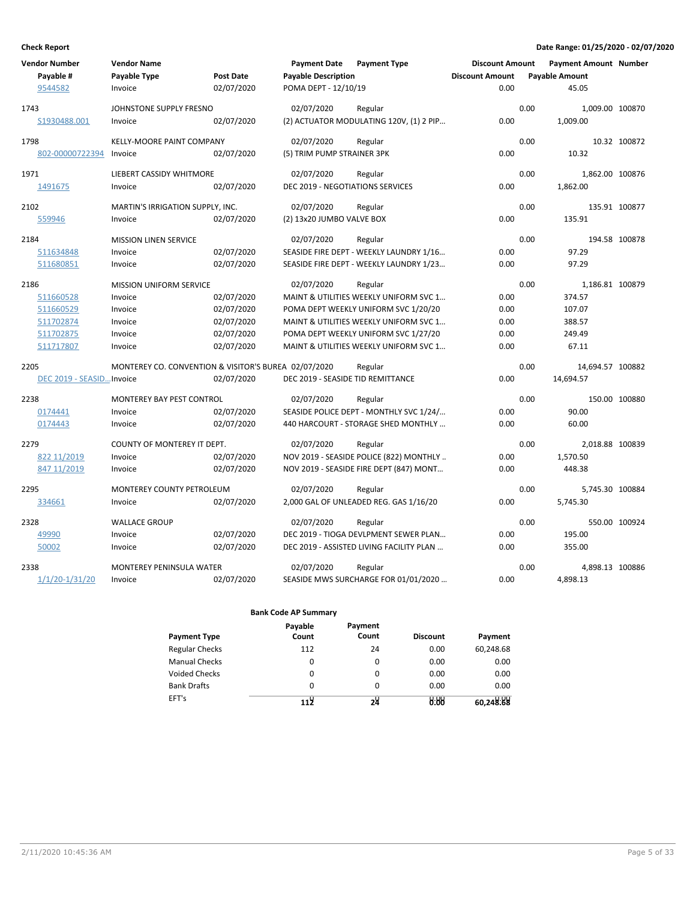**Check Report** | **Date Range: 01/25/2020 - 02/07/2020**

| Vendor Number / Payable # | Vendor Name / Payable Type | Post Date | Payment Date / Payable Description | Payment Type | Discount Amount | Payment Amount | Number |
|---|---|---|---|---|---|---|---|
| 9544582 | Invoice | 02/07/2020 | POMA DEPT - 12/10/19 | | 0.00 | 45.05 | |
| 1743 | JOHNSTONE SUPPLY FRESNO | | 02/07/2020 | Regular | 0.00 | 1,009.00 | 100870 |
| S1930488.001 | Invoice | 02/07/2020 | (2) ACTUATOR MODULATING 120V, (1) 2 PIP… | | 0.00 | 1,009.00 | |
| 1798 | KELLY-MOORE PAINT COMPANY | | 02/07/2020 | Regular | 0.00 | 10.32 | 100872 |
| 802-00000722394 | Invoice | 02/07/2020 | (5) TRIM PUMP STRAINER 3PK | | 0.00 | 10.32 | |
| 1971 | LIEBERT CASSIDY WHITMORE | | 02/07/2020 | Regular | 0.00 | 1,862.00 | 100876 |
| 1491675 | Invoice | 02/07/2020 | DEC 2019 - NEGOTIATIONS SERVICES | | 0.00 | 1,862.00 | |
| 2102 | MARTIN'S IRRIGATION SUPPLY, INC. | | 02/07/2020 | Regular | 0.00 | 135.91 | 100877 |
| 559946 | Invoice | 02/07/2020 | (2) 13x20 JUMBO VALVE BOX | | 0.00 | 135.91 | |
| 2184 | MISSION LINEN SERVICE | | 02/07/2020 | Regular | 0.00 | 194.58 | 100878 |
| 511634848 | Invoice | 02/07/2020 | SEASIDE FIRE DEPT - WEEKLY LAUNDRY 1/16… | | 0.00 | 97.29 | |
| 511680851 | Invoice | 02/07/2020 | SEASIDE FIRE DEPT - WEEKLY LAUNDRY 1/23… | | 0.00 | 97.29 | |
| 2186 | MISSION UNIFORM SERVICE | | 02/07/2020 | Regular | 0.00 | 1,186.81 | 100879 |
| 511660528 | Invoice | 02/07/2020 | MAINT & UTILITIES WEEKLY UNIFORM SVC 1… | | 0.00 | 374.57 | |
| 511660529 | Invoice | 02/07/2020 | POMA DEPT WEEKLY UNIFORM SVC 1/20/20 | | 0.00 | 107.07 | |
| 511702874 | Invoice | 02/07/2020 | MAINT & UTILITIES WEEKLY UNIFORM SVC 1… | | 0.00 | 388.57 | |
| 511702875 | Invoice | 02/07/2020 | POMA DEPT WEEKLY UNIFORM SVC 1/27/20 | | 0.00 | 249.49 | |
| 511717807 | Invoice | 02/07/2020 | MAINT & UTILITIES WEEKLY UNIFORM SVC 1… | | 0.00 | 67.11 | |
| 2205 | MONTEREY CO. CONVENTION & VISITOR'S BUREA | | 02/07/2020 | Regular | 0.00 | 14,694.57 | 100882 |
| DEC 2019 - SEASID… | Invoice | 02/07/2020 | DEC 2019 - SEASIDE TID REMITTANCE | | 0.00 | 14,694.57 | |
| 2238 | MONTEREY BAY PEST CONTROL | | 02/07/2020 | Regular | 0.00 | 150.00 | 100880 |
| 0174441 | Invoice | 02/07/2020 | SEASIDE POLICE DEPT - MONTHLY SVC 1/24/… | | 0.00 | 90.00 | |
| 0174443 | Invoice | 02/07/2020 | 440 HARCOURT - STORAGE SHED MONTHLY … | | 0.00 | 60.00 | |
| 2279 | COUNTY OF MONTEREY IT DEPT. | | 02/07/2020 | Regular | 0.00 | 2,018.88 | 100839 |
| 822 11/2019 | Invoice | 02/07/2020 | NOV 2019 - SEASIDE POLICE (822) MONTHLY .. | | 0.00 | 1,570.50 | |
| 847 11/2019 | Invoice | 02/07/2020 | NOV 2019 - SEASIDE FIRE DEPT (847) MONT… | | 0.00 | 448.38 | |
| 2295 | MONTEREY COUNTY PETROLEUM | | 02/07/2020 | Regular | 0.00 | 5,745.30 | 100884 |
| 334661 | Invoice | 02/07/2020 | 2,000 GAL OF UNLEADED REG. GAS 1/16/20 | | 0.00 | 5,745.30 | |
| 2328 | WALLACE GROUP | | 02/07/2020 | Regular | 0.00 | 550.00 | 100924 |
| 49990 | Invoice | 02/07/2020 | DEC 2019 - TIOGA DEVLPMENT SEWER PLAN… | | 0.00 | 195.00 | |
| 50002 | Invoice | 02/07/2020 | DEC 2019 - ASSISTED LIVING FACILITY PLAN … | | 0.00 | 355.00 | |
| 2338 | MONTEREY PENINSULA WATER | | 02/07/2020 | Regular | 0.00 | 4,898.13 | 100886 |
| 1/1/20-1/31/20 | Invoice | 02/07/2020 | SEASIDE MWS SURCHARGE FOR 01/01/2020 … | | 0.00 | 4,898.13 | |

**Bank Code AP Summary**

| Payment Type | Payable Count | Payment Count | Discount | Payment |
|---|---|---|---|---|
| Regular Checks | 112 | 24 | 0.00 | 60,248.68 |
| Manual Checks | 0 | 0 | 0.00 | 0.00 |
| Voided Checks | 0 | 0 | 0.00 | 0.00 |
| Bank Drafts | 0 | 0 | 0.00 | 0.00 |
| EFT's | 0 | 0 | 0.00 | 0.00 |
| | 112 | 24 | 0.00 | 60,248.68 |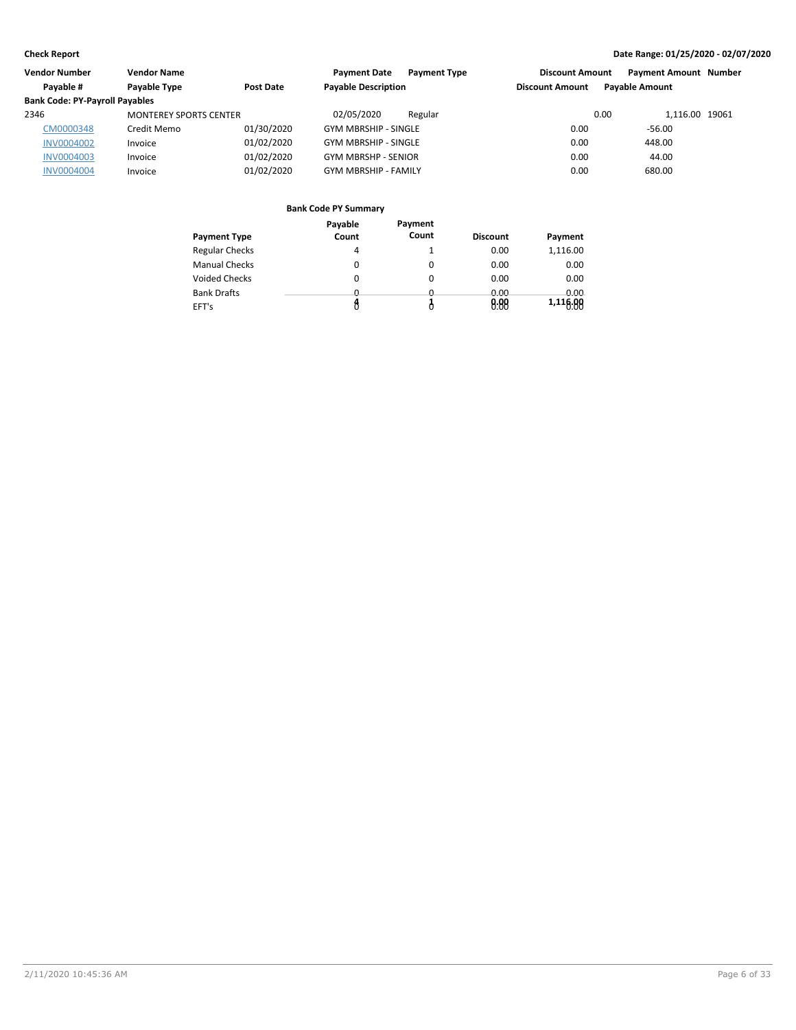**Check Report**

**Date Range: 01/25/2020 - 02/07/2020**

| Vendor Number | Vendor Name | | Payment Date | Payment Type | Discount Amount | Payment Amount | Number |
|---|---|---|---|---|---|---|---|
| Payable # | Payable Type | Post Date | Payable Description | | Discount Amount | Payable Amount | |
| **Bank Code: PY-Payroll Payables** | | | | | | | |
| 2346 | MONTEREY SPORTS CENTER | | 02/05/2020 | Regular | 0.00 | 1,116.00 | 19061 |
| CM0000348 | Credit Memo | 01/30/2020 | GYM MBRSHIP - SINGLE | | 0.00 | -56.00 | |
| INV0004002 | Invoice | 01/02/2020 | GYM MBRSHIP - SINGLE | | 0.00 | 448.00 | |
| INV0004003 | Invoice | 01/02/2020 | GYM MBRSHP - SENIOR | | 0.00 | 44.00 | |
| INV0004004 | Invoice | 01/02/2020 | GYM MBRSHIP - FAMILY | | 0.00 | 680.00 | |

**Bank Code PY Summary**

| Payment Type | Payable Count | Payment Count | Discount | Payment |
|---|---|---|---|---|
| Regular Checks | 4 | 1 | 0.00 | 1,116.00 |
| Manual Checks | 0 | 0 | 0.00 | 0.00 |
| Voided Checks | 0 | 0 | 0.00 | 0.00 |
| Bank Drafts | 0 | 0 | 0.00 | 0.00 |
| EFT's | 0 | 0 | 0.00 | 0.00 |
| | 4 | 1 | 0.00 | 1,116.00 |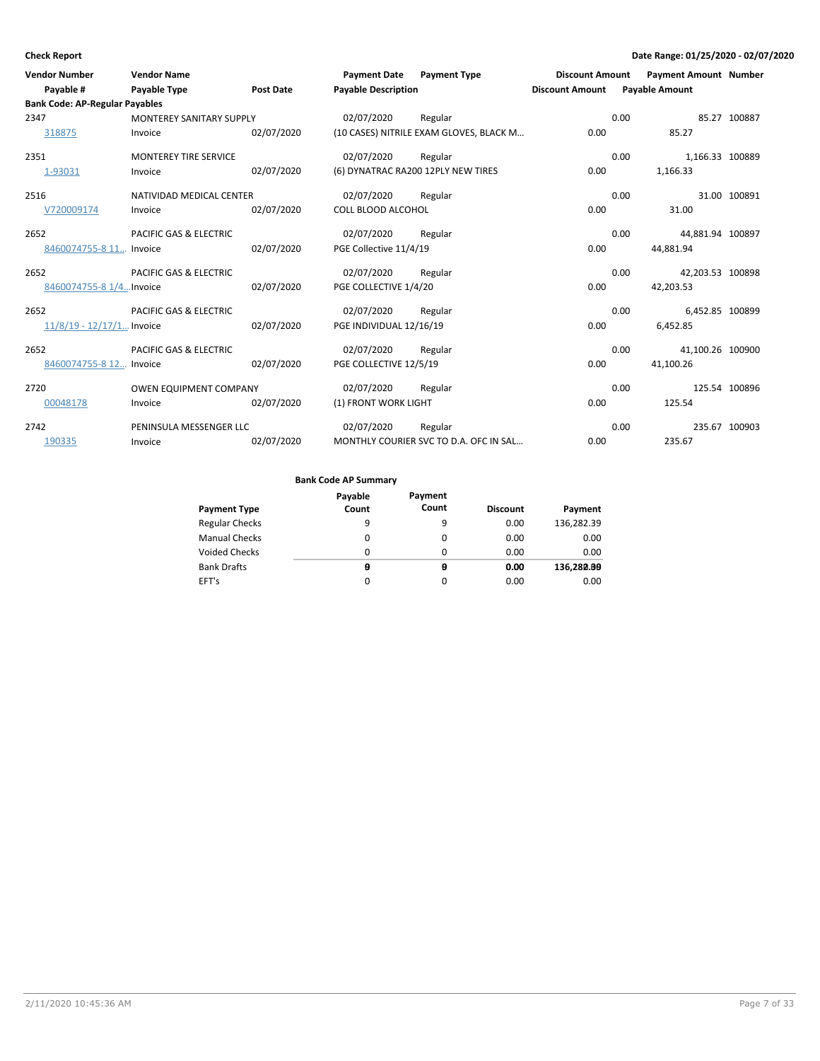**Check Report**

**Date Range: 01/25/2020 - 02/07/2020**

| Vendor Number | Vendor Name | | Payment Date | Payment Type | Discount Amount | Payment Amount | Number |
|---|---|---|---|---|---|---|---|
| Payable # | Payable Type | Post Date | Payable Description | | Discount Amount | Payable Amount | |
| **Bank Code: AP-Regular Payables** | | | | | | | |
| 2347 | MONTEREY SANITARY SUPPLY | | 02/07/2020 | Regular | 0.00 | 85.27 | 100887 |
| 318875 | Invoice | 02/07/2020 | (10 CASES) NITRILE EXAM GLOVES, BLACK M... | | 0.00 | 85.27 | |
| 2351 | MONTEREY TIRE SERVICE | | 02/07/2020 | Regular | 0.00 | 1,166.33 | 100889 |
| 1-93031 | Invoice | 02/07/2020 | (6) DYNATRAC RA200 12PLY NEW TIRES | | 0.00 | 1,166.33 | |
| 2516 | NATIVIDAD MEDICAL CENTER | | 02/07/2020 | Regular | 0.00 | 31.00 | 100891 |
| V720009174 | Invoice | 02/07/2020 | COLL BLOOD ALCOHOL | | 0.00 | 31.00 | |
| 2652 | PACIFIC GAS & ELECTRIC | | 02/07/2020 | Regular | 0.00 | 44,881.94 | 100897 |
| 8460074755-8 11... | Invoice | 02/07/2020 | PGE Collective 11/4/19 | | 0.00 | 44,881.94 | |
| 2652 | PACIFIC GAS & ELECTRIC | | 02/07/2020 | Regular | 0.00 | 42,203.53 | 100898 |
| 8460074755-8 1/4... | Invoice | 02/07/2020 | PGE COLLECTIVE 1/4/20 | | 0.00 | 42,203.53 | |
| 2652 | PACIFIC GAS & ELECTRIC | | 02/07/2020 | Regular | 0.00 | 6,452.85 | 100899 |
| 11/8/19 - 12/17/1... | Invoice | 02/07/2020 | PGE INDIVIDUAL 12/16/19 | | 0.00 | 6,452.85 | |
| 2652 | PACIFIC GAS & ELECTRIC | | 02/07/2020 | Regular | 0.00 | 41,100.26 | 100900 |
| 8460074755-8 12... | Invoice | 02/07/2020 | PGE COLLECTIVE 12/5/19 | | 0.00 | 41,100.26 | |
| 2720 | OWEN EQUIPMENT COMPANY | | 02/07/2020 | Regular | 0.00 | 125.54 | 100896 |
| 00048178 | Invoice | 02/07/2020 | (1) FRONT WORK LIGHT | | 0.00 | 125.54 | |
| 2742 | PENINSULA MESSENGER LLC | | 02/07/2020 | Regular | 0.00 | 235.67 | 100903 |
| 190335 | Invoice | 02/07/2020 | MONTHLY COURIER SVC TO D.A. OFC IN SAL... | | 0.00 | 235.67 | |

**Bank Code AP Summary**

| Payment Type | Payable Count | Payment Count | Discount | Payment |
|---|---|---|---|---|
| Regular Checks | 9 | 9 | 0.00 | 136,282.39 |
| Manual Checks | 0 | 0 | 0.00 | 0.00 |
| Voided Checks | 0 | 0 | 0.00 | 0.00 |
| Bank Drafts | 0 | 0 | 0.00 | 0.00 |
| EFT's | 0 | 0 | 0.00 | 0.00 |
| | **9** | **9** | **0.00** | **136,282.39** |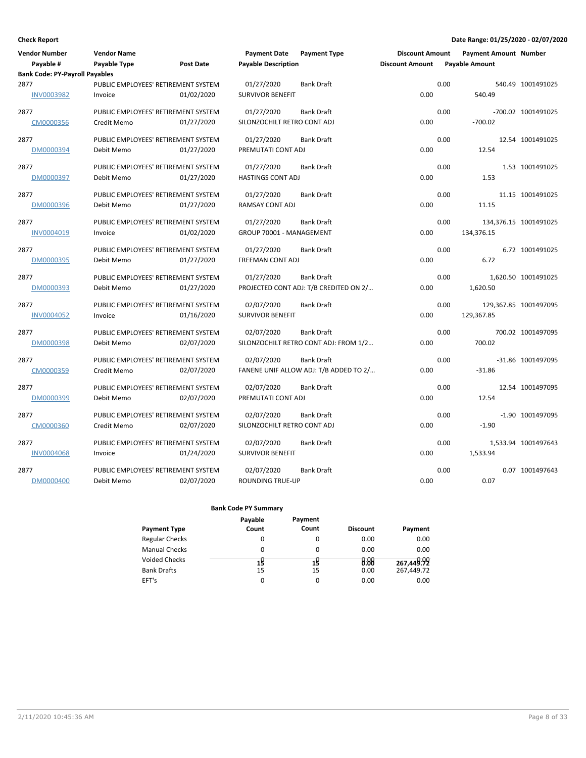**Check Report** | **Date Range: 01/25/2020 - 02/07/2020**

| Vendor Number / Payable # | Vendor Name / Payable Type | Post Date | Payment Date / Payable Description | Payment Type | Discount Amount / Discount Amount | Payment Amount / Payable Amount | Number |
|---|---|---|---|---|---|---|---|
| **Bank Code: PY-Payroll Payables** | | | | | | | |
| 2877 | PUBLIC EMPLOYEES' RETIREMENT SYSTEM | | 01/27/2020 | Bank Draft | 0.00 | 540.49 | 1001491025 |
| INV0003982 | Invoice | 01/02/2020 | SURVIVOR BENEFIT | | 0.00 | 540.49 | |
| 2877 | PUBLIC EMPLOYEES' RETIREMENT SYSTEM | | 01/27/2020 | Bank Draft | 0.00 | -700.02 | 1001491025 |
| CM0000356 | Credit Memo | 01/27/2020 | SILONZOCHILT RETRO CONT ADJ | | 0.00 | -700.02 | |
| 2877 | PUBLIC EMPLOYEES' RETIREMENT SYSTEM | | 01/27/2020 | Bank Draft | 0.00 | 12.54 | 1001491025 |
| DM0000394 | Debit Memo | 01/27/2020 | PREMUTATI CONT ADJ | | 0.00 | 12.54 | |
| 2877 | PUBLIC EMPLOYEES' RETIREMENT SYSTEM | | 01/27/2020 | Bank Draft | 0.00 | 1.53 | 1001491025 |
| DM0000397 | Debit Memo | 01/27/2020 | HASTINGS CONT ADJ | | 0.00 | 1.53 | |
| 2877 | PUBLIC EMPLOYEES' RETIREMENT SYSTEM | | 01/27/2020 | Bank Draft | 0.00 | 11.15 | 1001491025 |
| DM0000396 | Debit Memo | 01/27/2020 | RAMSAY CONT ADJ | | 0.00 | 11.15 | |
| 2877 | PUBLIC EMPLOYEES' RETIREMENT SYSTEM | | 01/27/2020 | Bank Draft | 0.00 | 134,376.15 | 1001491025 |
| INV0004019 | Invoice | 01/02/2020 | GROUP 70001 - MANAGEMENT | | 0.00 | 134,376.15 | |
| 2877 | PUBLIC EMPLOYEES' RETIREMENT SYSTEM | | 01/27/2020 | Bank Draft | 0.00 | 6.72 | 1001491025 |
| DM0000395 | Debit Memo | 01/27/2020 | FREEMAN CONT ADJ | | 0.00 | 6.72 | |
| 2877 | PUBLIC EMPLOYEES' RETIREMENT SYSTEM | | 01/27/2020 | Bank Draft | 0.00 | 1,620.50 | 1001491025 |
| DM0000393 | Debit Memo | 01/27/2020 | PROJECTED CONT ADJ: T/B CREDITED ON 2/... | | 0.00 | 1,620.50 | |
| 2877 | PUBLIC EMPLOYEES' RETIREMENT SYSTEM | | 02/07/2020 | Bank Draft | 0.00 | 129,367.85 | 1001497095 |
| INV0004052 | Invoice | 01/16/2020 | SURVIVOR BENEFIT | | 0.00 | 129,367.85 | |
| 2877 | PUBLIC EMPLOYEES' RETIREMENT SYSTEM | | 02/07/2020 | Bank Draft | 0.00 | 700.02 | 1001497095 |
| DM0000398 | Debit Memo | 02/07/2020 | SILONZOCHILT RETRO CONT ADJ: FROM 1/2... | | 0.00 | 700.02 | |
| 2877 | PUBLIC EMPLOYEES' RETIREMENT SYSTEM | | 02/07/2020 | Bank Draft | 0.00 | -31.86 | 1001497095 |
| CM0000359 | Credit Memo | 02/07/2020 | FANENE UNIF ALLOW ADJ: T/B ADDED TO 2/... | | 0.00 | -31.86 | |
| 2877 | PUBLIC EMPLOYEES' RETIREMENT SYSTEM | | 02/07/2020 | Bank Draft | 0.00 | 12.54 | 1001497095 |
| DM0000399 | Debit Memo | 02/07/2020 | PREMUTATI CONT ADJ | | 0.00 | 12.54 | |
| 2877 | PUBLIC EMPLOYEES' RETIREMENT SYSTEM | | 02/07/2020 | Bank Draft | 0.00 | -1.90 | 1001497095 |
| CM0000360 | Credit Memo | 02/07/2020 | SILONZOCHILT RETRO CONT ADJ | | 0.00 | -1.90 | |
| 2877 | PUBLIC EMPLOYEES' RETIREMENT SYSTEM | | 02/07/2020 | Bank Draft | 0.00 | 1,533.94 | 1001497643 |
| INV0004068 | Invoice | 01/24/2020 | SURVIVOR BENEFIT | | 0.00 | 1,533.94 | |
| 2877 | PUBLIC EMPLOYEES' RETIREMENT SYSTEM | | 02/07/2020 | Bank Draft | 0.00 | 0.07 | 1001497643 |
| DM0000400 | Debit Memo | 02/07/2020 | ROUNDING TRUE-UP | | 0.00 | 0.07 | |

**Bank Code PY Summary**

| Payment Type | Payable Count | Payment Count | Discount | Payment |
|---|---|---|---|---|
| Regular Checks | 0 | 0 | 0.00 | 0.00 |
| Manual Checks | 0 | 0 | 0.00 | 0.00 |
| Voided Checks | 0 | 0 | 0.00 | 0.00 |
| Bank Drafts | 15 | 15 | 0.00 | 267,449.72 |
| EFT's | 0 | 0 | 0.00 | 0.00 |
| | **15** | **15** | **0.00** | **267,449.72** |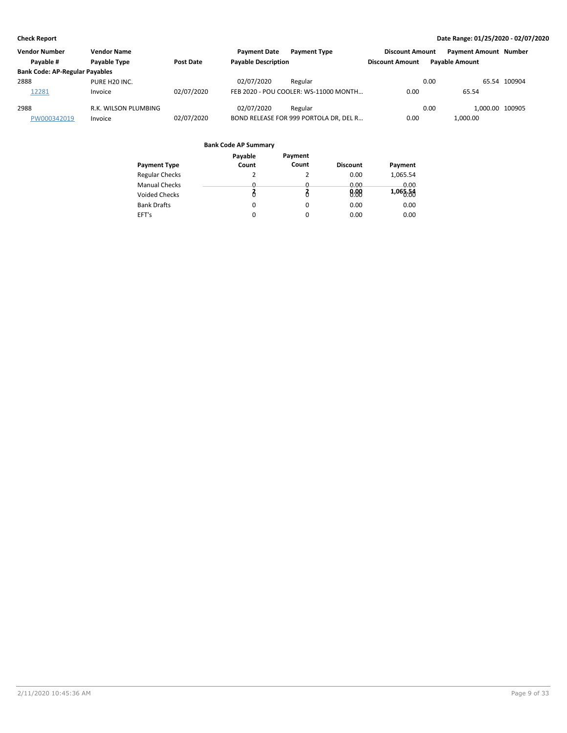**Check Report** — Date Range: 01/25/2020 - 02/07/2020

| Vendor Number | Vendor Name | | Payment Date | Payment Type | Discount Amount | Payment Amount | Number |
|---|---|---|---|---|---|---|---|
| Payable # | Payable Type | Post Date | Payable Description | | Discount Amount | Payable Amount | |
| **Bank Code: AP-Regular Payables** | | | | | | | |
| 2888 | PURE H20 INC. | | 02/07/2020 | Regular | 0.00 | 65.54 | 100904 |
| 12281 | Invoice | 02/07/2020 | FEB 2020 - POU COOLER: WS-11000 MONTH… | | 0.00 | 65.54 | |
| 2988 | R.K. WILSON PLUMBING | | 02/07/2020 | Regular | 0.00 | 1,000.00 | 100905 |
| PW000342019 | Invoice | 02/07/2020 | BOND RELEASE FOR 999 PORTOLA DR, DEL R… | | 0.00 | 1,000.00 | |

**Bank Code AP Summary**

| Payment Type | Payable Count | Payment Count | Discount | Payment |
|---|---|---|---|---|
| Regular Checks | 2 | 2 | 0.00 | 1,065.54 |
| Manual Checks | 0 | 0 | 0.00 | 0.00 |
| Voided Checks | 0 | 0 | 0.00 | 0.00 |
| Bank Drafts | 0 | 0 | 0.00 | 0.00 |
| EFT's | 0 | 0 | 0.00 | 0.00 |
| | 2 | 2 | 0.00 | 1,065.54 |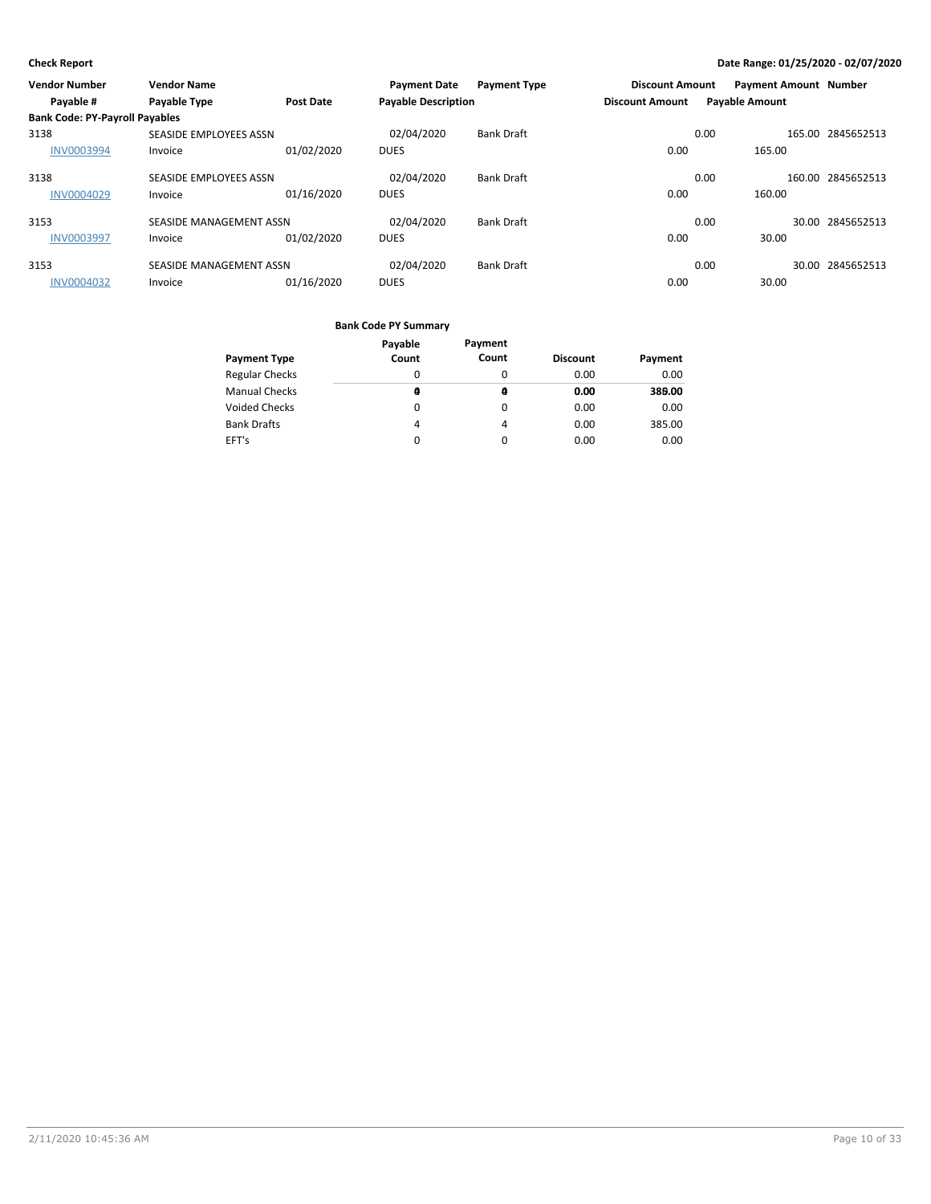| Vendor Number | Vendor Name | | Payment Date | Payment Type | Discount Amount | Payment Amount | Number |
|---|---|---|---|---|---|---|---|
| Payable # | Payable Type | Post Date | Payable Description | | Discount Amount | Payable Amount | |
| **Bank Code: PY-Payroll Payables** | | | | | | | |
| 3138 | SEASIDE EMPLOYEES ASSN | | 02/04/2020 | Bank Draft | 0.00 | 165.00 | 2845652513 |
| INV0003994 | Invoice | 01/02/2020 | DUES | | 0.00 | 165.00 | |
| 3138 | SEASIDE EMPLOYEES ASSN | | 02/04/2020 | Bank Draft | 0.00 | 160.00 | 2845652513 |
| INV0004029 | Invoice | 01/16/2020 | DUES | | 0.00 | 160.00 | |
| 3153 | SEASIDE MANAGEMENT ASSN | | 02/04/2020 | Bank Draft | 0.00 | 30.00 | 2845652513 |
| INV0003997 | Invoice | 01/02/2020 | DUES | | 0.00 | 30.00 | |
| 3153 | SEASIDE MANAGEMENT ASSN | | 02/04/2020 | Bank Draft | 0.00 | 30.00 | 2845652513 |
| INV0004032 | Invoice | 01/16/2020 | DUES | | 0.00 | 30.00 | |

**Bank Code PY Summary**

| Payment Type | Payable Count | Payment Count | Discount | Payment |
|---|---|---|---|---|
| Regular Checks | 0 | 0 | 0.00 | 0.00 |
| Manual Checks | 0 | 0 | 0.00 | 0.00 |
| Voided Checks | 0 | 0 | 0.00 | 0.00 |
| Bank Drafts | 4 | 4 | 0.00 | 385.00 |
| EFT's | 0 | 0 | 0.00 | 0.00 |
| | **4** | **4** | **0.00** | **385.00** |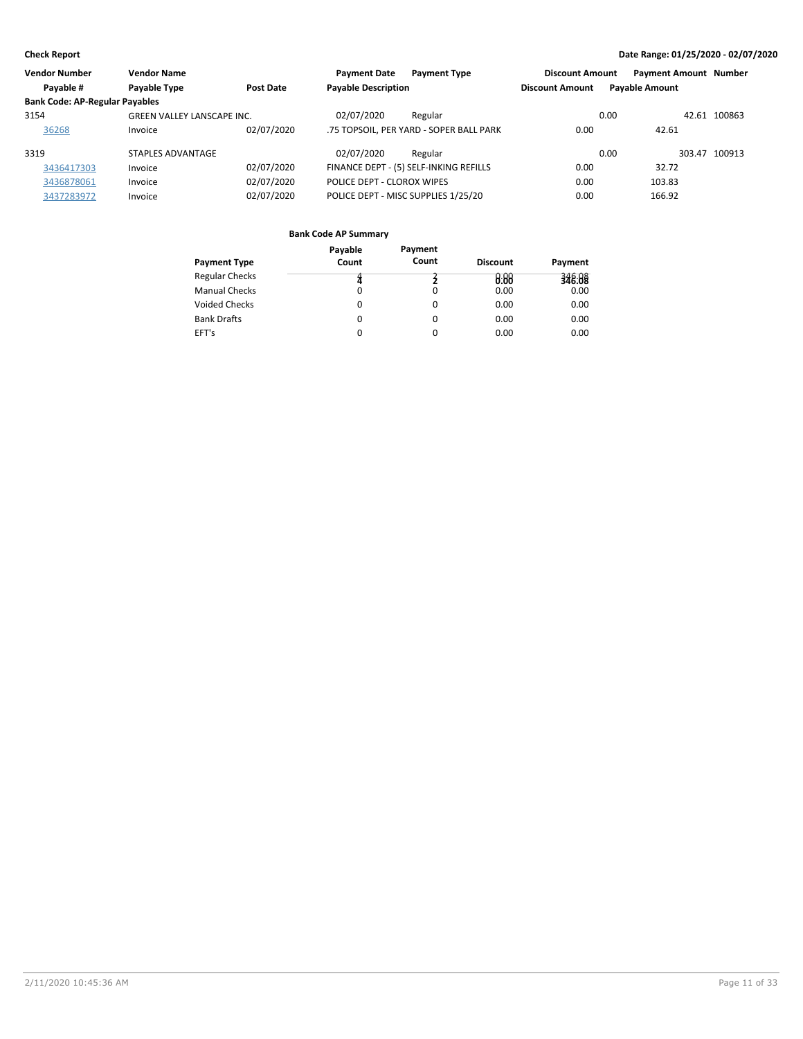**Check Report** — Date Range: 01/25/2020 - 02/07/2020

| Vendor Number | Vendor Name | | Payment Date | Payment Type | Discount Amount | Payment Amount | Number |
|---|---|---|---|---|---|---|---|
| Payable # | Payable Type | Post Date | Payable Description | | Discount Amount | Payable Amount | |
| **Bank Code: AP-Regular Payables** | | | | | | | |
| 3154 | GREEN VALLEY LANSCAPE INC. | | 02/07/2020 | Regular | 0.00 | 42.61 | 100863 |
| 36268 | Invoice | 02/07/2020 | .75 TOPSOIL, PER YARD - SOPER BALL PARK | | 0.00 | 42.61 | |
| 3319 | STAPLES ADVANTAGE | | 02/07/2020 | Regular | 0.00 | 303.47 | 100913 |
| 3436417303 | Invoice | 02/07/2020 | FINANCE DEPT - (5) SELF-INKING REFILLS | | 0.00 | 32.72 | |
| 3436878061 | Invoice | 02/07/2020 | POLICE DEPT - CLOROX WIPES | | 0.00 | 103.83 | |
| 3437283972 | Invoice | 02/07/2020 | POLICE DEPT - MISC SUPPLIES 1/25/20 | | 0.00 | 166.92 | |

**Bank Code AP Summary**

| Payment Type | Payable Count | Payment Count | Discount | Payment |
|---|---|---|---|---|
| Regular Checks | 4 | 2 | 0.00 | 346.08 |
| Manual Checks | 0 | 0 | 0.00 | 0.00 |
| Voided Checks | 0 | 0 | 0.00 | 0.00 |
| Bank Drafts | 0 | 0 | 0.00 | 0.00 |
| EFT's | 0 | 0 | 0.00 | 0.00 |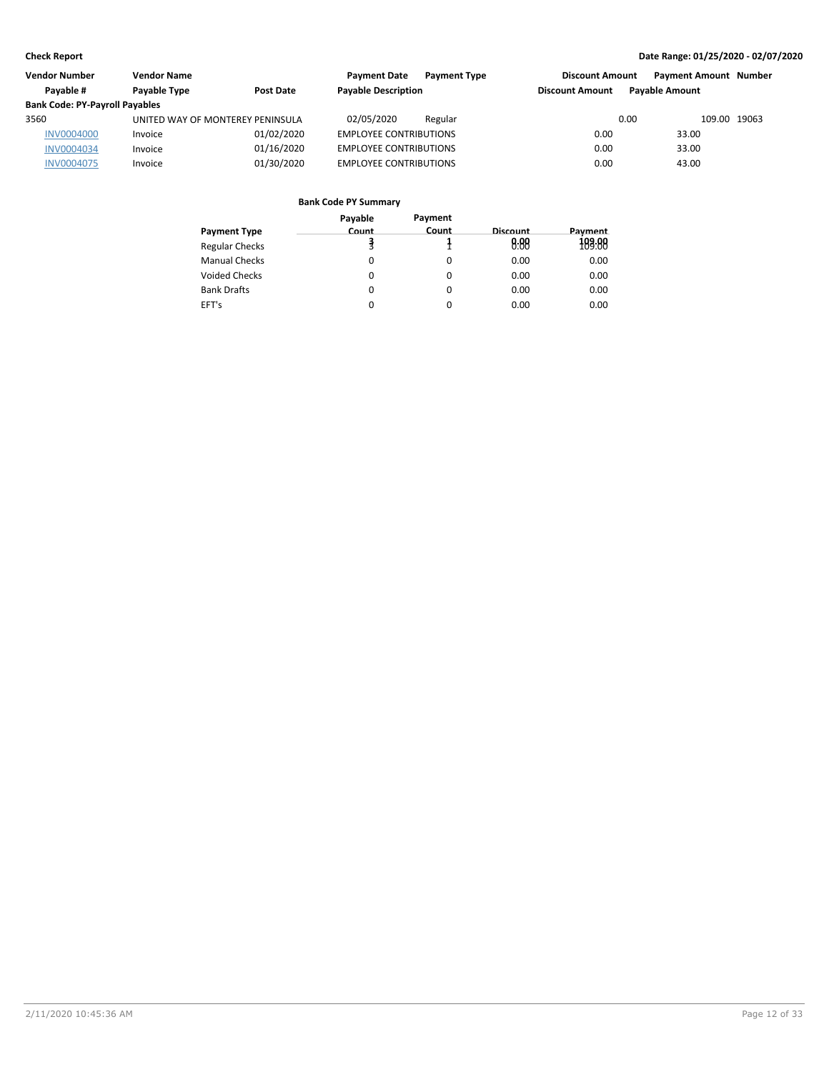**Check Report**

**Date Range: 01/25/2020 - 02/07/2020**

| Vendor Number | Vendor Name | | Payment Date | Payment Type | Discount Amount | Payment Amount | Number |
|---|---|---|---|---|---|---|---|
| Payable # | Payable Type | Post Date | Payable Description | | Discount Amount | Payable Amount | |
| **Bank Code: PY-Payroll Payables** | | | | | | | |
| 3560 | UNITED WAY OF MONTEREY PENINSULA | | 02/05/2020 | Regular | 0.00 | 109.00 | 19063 |
| INV0004000 | Invoice | 01/02/2020 | EMPLOYEE CONTRIBUTIONS | | 0.00 | 33.00 | |
| INV0004034 | Invoice | 01/16/2020 | EMPLOYEE CONTRIBUTIONS | | 0.00 | 33.00 | |
| INV0004075 | Invoice | 01/30/2020 | EMPLOYEE CONTRIBUTIONS | | 0.00 | 43.00 | |

**Bank Code PY Summary**

| Payment Type | Payable Count | Payment Count | Discount | Payment |
|---|---|---|---|---|
| Regular Checks | 3 | 1 | 0.00 | 109.00 |
| Manual Checks | 0 | 0 | 0.00 | 0.00 |
| Voided Checks | 0 | 0 | 0.00 | 0.00 |
| Bank Drafts | 0 | 0 | 0.00 | 0.00 |
| EFT's | 0 | 0 | 0.00 | 0.00 |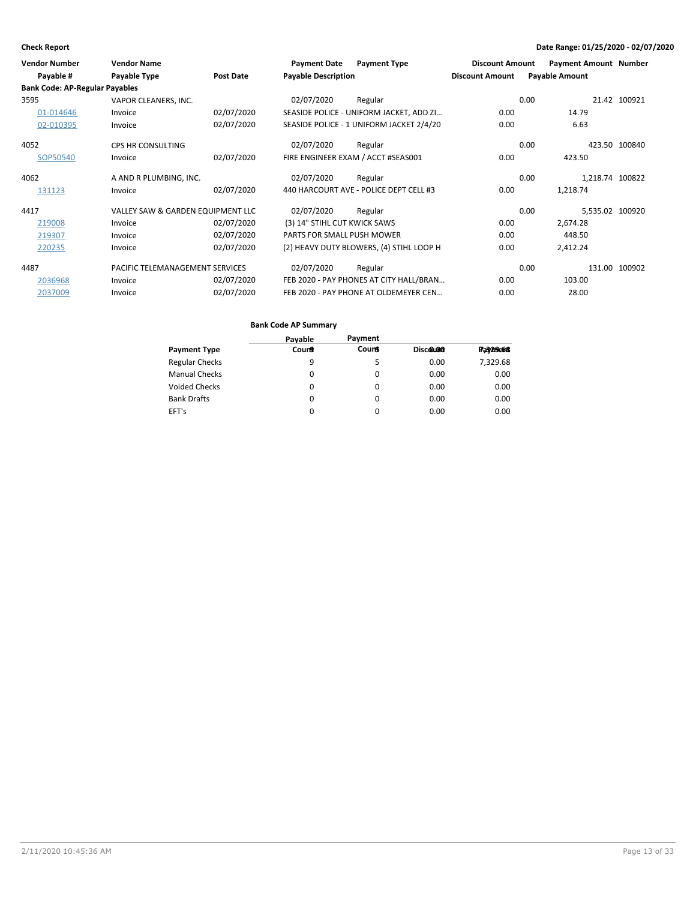**Check Report**

**Date Range: 01/25/2020 - 02/07/2020**

| Vendor Number | Vendor Name | | Payment Date | Payment Type | Discount Amount | Payment Amount | Number |
|---|---|---|---|---|---|---|---|
| Payable # | Payable Type | Post Date | Payable Description | | Discount Amount | Payable Amount | |
| **Bank Code: AP-Regular Payables** | | | | | | | |
| 3595 | VAPOR CLEANERS, INC. | | 02/07/2020 | Regular | 0.00 | 21.42 | 100921 |
| 01-014646 | Invoice | 02/07/2020 | SEASIDE POLICE - UNIFORM JACKET, ADD ZI… | | 0.00 | 14.79 | |
| 02-010395 | Invoice | 02/07/2020 | SEASIDE POLICE - 1 UNIFORM JACKET 2/4/20 | | 0.00 | 6.63 | |
| 4052 | CPS HR CONSULTING | | 02/07/2020 | Regular | 0.00 | 423.50 | 100840 |
| SOP50540 | Invoice | 02/07/2020 | FIRE ENGINEER EXAM / ACCT #SEAS001 | | 0.00 | 423.50 | |
| 4062 | A AND R PLUMBING, INC. | | 02/07/2020 | Regular | 0.00 | 1,218.74 | 100822 |
| 131123 | Invoice | 02/07/2020 | 440 HARCOURT AVE - POLICE DEPT CELL #3 | | 0.00 | 1,218.74 | |
| 4417 | VALLEY SAW & GARDEN EQUIPMENT LLC | | 02/07/2020 | Regular | 0.00 | 5,535.02 | 100920 |
| 219008 | Invoice | 02/07/2020 | (3) 14" STIHL CUT KWICK SAWS | | 0.00 | 2,674.28 | |
| 219307 | Invoice | 02/07/2020 | PARTS FOR SMALL PUSH MOWER | | 0.00 | 448.50 | |
| 220235 | Invoice | 02/07/2020 | (2) HEAVY DUTY BLOWERS, (4) STIHL LOOP H | | 0.00 | 2,412.24 | |
| 4487 | PACIFIC TELEMANAGEMENT SERVICES | | 02/07/2020 | Regular | 0.00 | 131.00 | 100902 |
| 2036968 | Invoice | 02/07/2020 | FEB 2020 - PAY PHONES AT CITY HALL/BRAN… | | 0.00 | 103.00 | |
| 2037009 | Invoice | 02/07/2020 | FEB 2020 - PAY PHONE AT OLDEMEYER CEN… | | 0.00 | 28.00 | |

**Bank Code AP Summary**

| Payment Type | Payable Count | Payment Count | Discount | Payment |
|---|---|---|---|---|
| Regular Checks | 9 | 5 | 0.00 | 7,329.68 |
| Manual Checks | 0 | 0 | 0.00 | 0.00 |
| Voided Checks | 0 | 0 | 0.00 | 0.00 |
| Bank Drafts | 0 | 0 | 0.00 | 0.00 |
| EFT's | 0 | 0 | 0.00 | 0.00 |
| | 9 | 5 | 0.00 | 7,329.68 |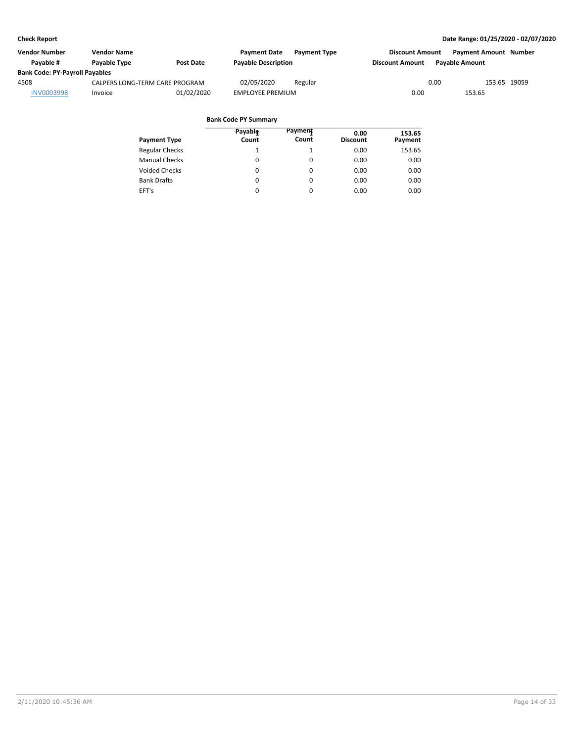**Check Report** — Date Range: 01/25/2020 - 02/07/2020

| Vendor Number | Vendor Name | | Payment Date | Payment Type | Discount Amount | Payment Amount | Number |
|---|---|---|---|---|---|---|---|
| Payable # | Payable Type | Post Date | Payable Description | | Discount Amount | Payable Amount | |
| **Bank Code: PY-Payroll Payables** | | | | | | | |
| 4508 | CALPERS LONG-TERM CARE PROGRAM | | 02/05/2020 | Regular | 0.00 | 153.65 | 19059 |
| INV0003998 | Invoice | 01/02/2020 | EMPLOYEE PREMIUM | | 0.00 | 153.65 | |

**Bank Code PY Summary**

| Payment Type | Payable Count | Payment Count | Discount | Payment |
|---|---|---|---|---|
| Regular Checks | 1 | 1 | 0.00 | 153.65 |
| Manual Checks | 0 | 0 | 0.00 | 0.00 |
| Voided Checks | 0 | 0 | 0.00 | 0.00 |
| Bank Drafts | 0 | 0 | 0.00 | 0.00 |
| EFT's | 0 | 0 | 0.00 | 0.00 |
| | 1 | 1 | 0.00 | 153.65 |

2/11/2020 10:45:36 AM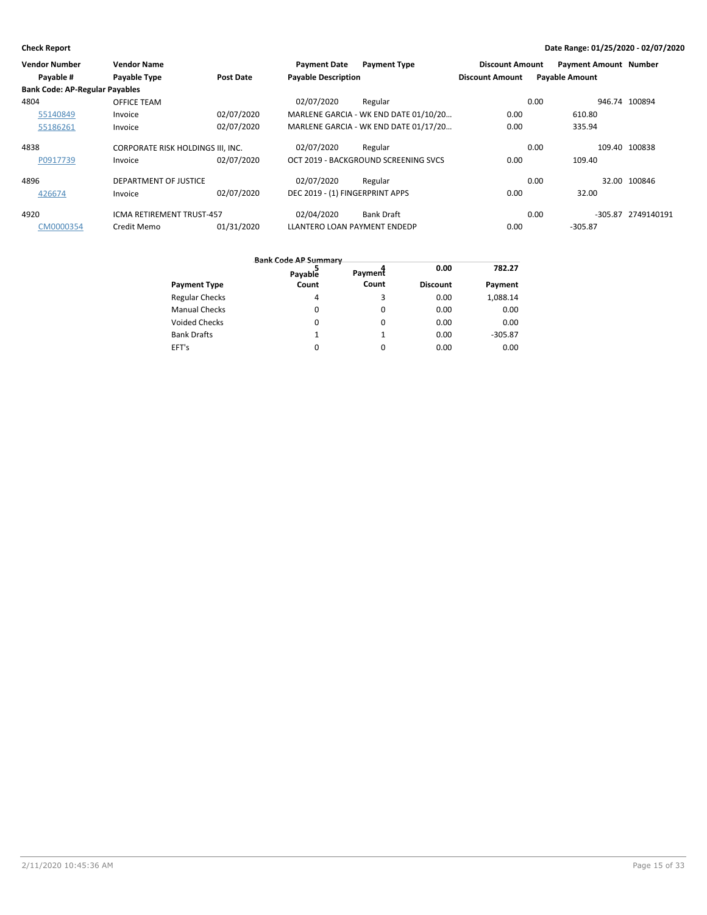**Check Report** | **Date Range: 01/25/2020 - 02/07/2020**

| Vendor Number | Vendor Name | | Payment Date | Payment Type | Discount Amount | Payment Amount | Number |
|---|---|---|---|---|---|---|---|
| Payable # | Payable Type | Post Date | Payable Description | | Discount Amount | Payable Amount | |
| **Bank Code: AP-Regular Payables** | | | | | | | |
| 4804 | OFFICE TEAM | | 02/07/2020 | Regular | 0.00 | 946.74 | 100894 |
| 55140849 | Invoice | 02/07/2020 | MARLENE GARCIA - WK END DATE 01/10/20... | | 0.00 | 610.80 | |
| 55186261 | Invoice | 02/07/2020 | MARLENE GARCIA - WK END DATE 01/17/20... | | 0.00 | 335.94 | |
| 4838 | CORPORATE RISK HOLDINGS III, INC. | | 02/07/2020 | Regular | 0.00 | 109.40 | 100838 |
| P0917739 | Invoice | 02/07/2020 | OCT 2019 - BACKGROUND SCREENING SVCS | | 0.00 | 109.40 | |
| 4896 | DEPARTMENT OF JUSTICE | | 02/07/2020 | Regular | 0.00 | 32.00 | 100846 |
| 426674 | Invoice | 02/07/2020 | DEC 2019 - (1) FINGERPRINT APPS | | 0.00 | 32.00 | |
| 4920 | ICMA RETIREMENT TRUST-457 | | 02/04/2020 | Bank Draft | 0.00 | -305.87 | 2749140191 |
| CM0000354 | Credit Memo | 01/31/2020 | LLANTERO LOAN PAYMENT ENDEDP | | 0.00 | -305.87 | |

**Bank Code AP Summary**

| Payment Type | Payable Count | Payment Count | Discount | Payment |
|---|---|---|---|---|
| Regular Checks | 4 | 3 | 0.00 | 1,088.14 |
| Manual Checks | 0 | 0 | 0.00 | 0.00 |
| Voided Checks | 0 | 0 | 0.00 | 0.00 |
| Bank Drafts | 1 | 1 | 0.00 | -305.87 |
| EFT's | 0 | 0 | 0.00 | 0.00 |
| | 5 | 4 | 0.00 | 782.27 |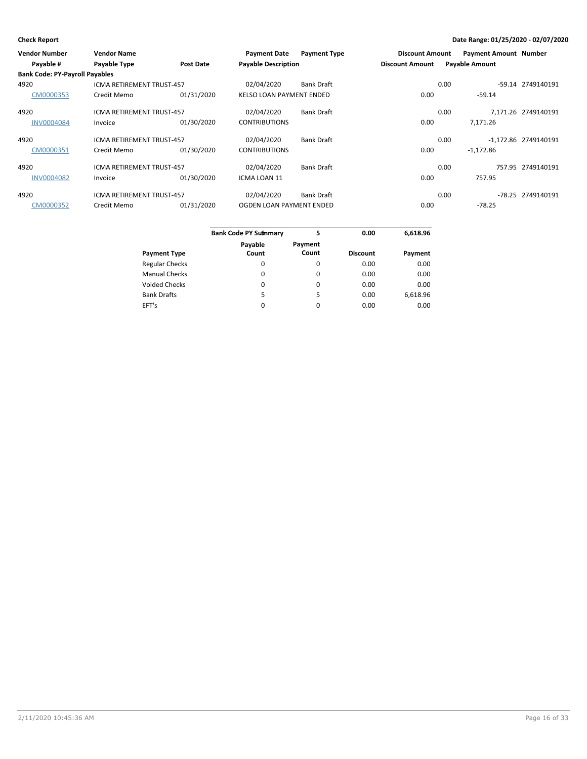**Check Report** — Date Range: 01/25/2020 - 02/07/2020

| Vendor Number / Payable # | Vendor Name / Payable Type | Post Date | Payment Date / Payable Description | Payment Type | Discount Amount / Discount Amount | Payment Amount / Payable Amount | Number |
|---|---|---|---|---|---|---|---|
| **Bank Code: PY-Payroll Payables** | | | | | | | |
| 4920 | ICMA RETIREMENT TRUST-457 | | 02/04/2020 | Bank Draft | 0.00 | -59.14 | 2749140191 |
| CM0000353 | Credit Memo | 01/31/2020 | KELSO LOAN PAYMENT ENDED | | 0.00 | -59.14 | |
| 4920 | ICMA RETIREMENT TRUST-457 | | 02/04/2020 | Bank Draft | 0.00 | 7,171.26 | 2749140191 |
| INV0004084 | Invoice | 01/30/2020 | CONTRIBUTIONS | | 0.00 | 7,171.26 | |
| 4920 | ICMA RETIREMENT TRUST-457 | | 02/04/2020 | Bank Draft | 0.00 | -1,172.86 | 2749140191 |
| CM0000351 | Credit Memo | 01/30/2020 | CONTRIBUTIONS | | 0.00 | -1,172.86 | |
| 4920 | ICMA RETIREMENT TRUST-457 | | 02/04/2020 | Bank Draft | 0.00 | 757.95 | 2749140191 |
| INV0004082 | Invoice | 01/30/2020 | ICMA LOAN 11 | | 0.00 | 757.95 | |
| 4920 | ICMA RETIREMENT TRUST-457 | | 02/04/2020 | Bank Draft | 0.00 | -78.25 | 2749140191 |
| CM0000352 | Credit Memo | 01/31/2020 | OGDEN LOAN PAYMENT ENDED | | 0.00 | -78.25 | |

**Bank Code PY Summary** — 5 — 5 — 0.00 — 6,618.96

| Payment Type | Payable Count | Payment Count | Discount | Payment |
|---|---|---|---|---|
| Regular Checks | 0 | 0 | 0.00 | 0.00 |
| Manual Checks | 0 | 0 | 0.00 | 0.00 |
| Voided Checks | 0 | 0 | 0.00 | 0.00 |
| Bank Drafts | 5 | 5 | 0.00 | 6,618.96 |
| EFT's | 0 | 0 | 0.00 | 0.00 |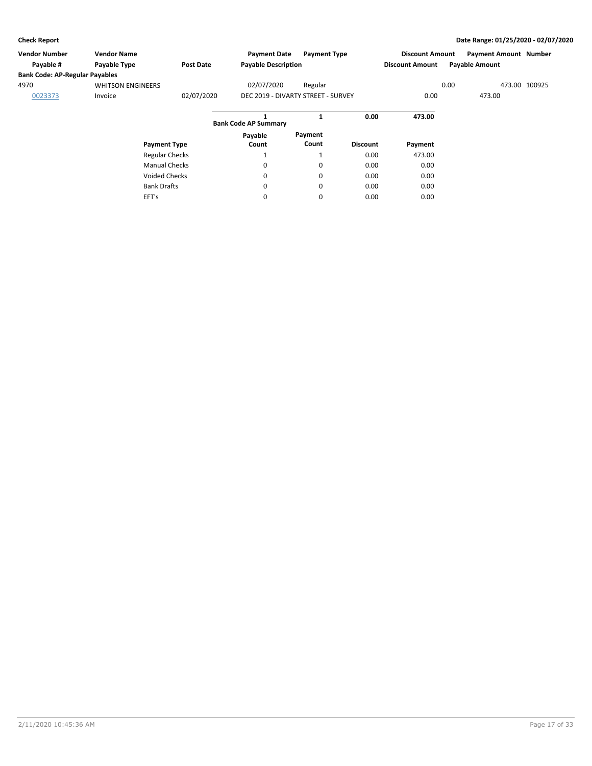**Check Report**

**Date Range: 01/25/2020 - 02/07/2020**

| Vendor Number | Vendor Name | | Payment Date | Payment Type | Discount Amount | Payment Amount | Number |
|---|---|---|---|---|---|---|---|
| Payable # | Payable Type | Post Date | Payable Description | | Discount Amount | Payable Amount | |
| **Bank Code: AP-Regular Payables** | | | | | | | |
| 4970 | WHITSON ENGINEERS | | 02/07/2020 | Regular | 0.00 | 473.00 | 100925 |
| 0023373 | Invoice | 02/07/2020 | DEC 2019 - DIVARTY STREET - SURVEY | | 0.00 | 473.00 | |

**Bank Code AP Summary**

| Payment Type | Payable Count | Payment Count | Discount | Payment |
|---|---|---|---|---|
| | **1** | **1** | **0.00** | **473.00** |
| Regular Checks | 1 | 1 | 0.00 | 473.00 |
| Manual Checks | 0 | 0 | 0.00 | 0.00 |
| Voided Checks | 0 | 0 | 0.00 | 0.00 |
| Bank Drafts | 0 | 0 | 0.00 | 0.00 |
| EFT's | 0 | 0 | 0.00 | 0.00 |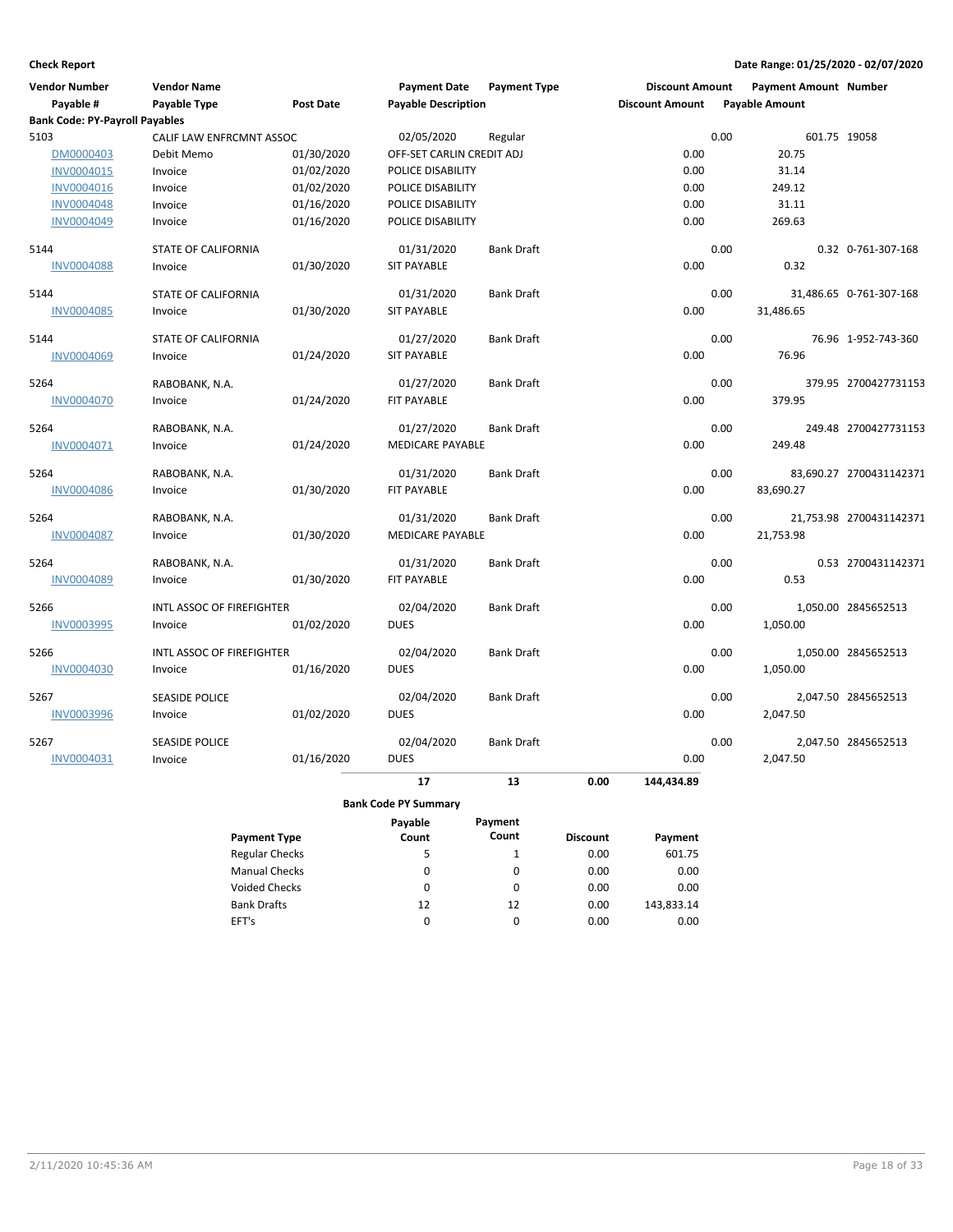**Check Report**

**Date Range: 01/25/2020 - 02/07/2020**

| Vendor Number | Vendor Name | | Payment Date | Payment Type | Discount Amount | Payment Amount | Number |
|---|---|---|---|---|---|---|---|
| **Payable #** | **Payable Type** | **Post Date** | **Payable Description** | | **Discount Amount** | **Payable Amount** | |
| **Bank Code: PY-Payroll Payables** | | | | | | | |
| 5103 | CALIF LAW ENFRCMNT ASSOC | | 02/05/2020 | Regular | 0.00 | 601.75 | 19058 |
| DM0000403 | Debit Memo | 01/30/2020 | OFF-SET CARLIN CREDIT ADJ | | 0.00 | 20.75 | |
| INV0004015 | Invoice | 01/02/2020 | POLICE DISABILITY | | 0.00 | 31.14 | |
| INV0004016 | Invoice | 01/02/2020 | POLICE DISABILITY | | 0.00 | 249.12 | |
| INV0004048 | Invoice | 01/16/2020 | POLICE DISABILITY | | 0.00 | 31.11 | |
| INV0004049 | Invoice | 01/16/2020 | POLICE DISABILITY | | 0.00 | 269.63 | |
| 5144 | STATE OF CALIFORNIA | | 01/31/2020 | Bank Draft | 0.00 | 0.32 | 0-761-307-168 |
| INV0004088 | Invoice | 01/30/2020 | SIT PAYABLE | | 0.00 | 0.32 | |
| 5144 | STATE OF CALIFORNIA | | 01/31/2020 | Bank Draft | 0.00 | 31,486.65 | 0-761-307-168 |
| INV0004085 | Invoice | 01/30/2020 | SIT PAYABLE | | 0.00 | 31,486.65 | |
| 5144 | STATE OF CALIFORNIA | | 01/27/2020 | Bank Draft | 0.00 | 76.96 | 1-952-743-360 |
| INV0004069 | Invoice | 01/24/2020 | SIT PAYABLE | | 0.00 | 76.96 | |
| 5264 | RABOBANK, N.A. | | 01/27/2020 | Bank Draft | 0.00 | 379.95 | 2700427731153 |
| INV0004070 | Invoice | 01/24/2020 | FIT PAYABLE | | 0.00 | 379.95 | |
| 5264 | RABOBANK, N.A. | | 01/27/2020 | Bank Draft | 0.00 | 249.48 | 2700427731153 |
| INV0004071 | Invoice | 01/24/2020 | MEDICARE PAYABLE | | 0.00 | 249.48 | |
| 5264 | RABOBANK, N.A. | | 01/31/2020 | Bank Draft | 0.00 | 83,690.27 | 2700431142371 |
| INV0004086 | Invoice | 01/30/2020 | FIT PAYABLE | | 0.00 | 83,690.27 | |
| 5264 | RABOBANK, N.A. | | 01/31/2020 | Bank Draft | 0.00 | 21,753.98 | 2700431142371 |
| INV0004087 | Invoice | 01/30/2020 | MEDICARE PAYABLE | | 0.00 | 21,753.98 | |
| 5264 | RABOBANK, N.A. | | 01/31/2020 | Bank Draft | 0.00 | 0.53 | 2700431142371 |
| INV0004089 | Invoice | 01/30/2020 | FIT PAYABLE | | 0.00 | 0.53 | |
| 5266 | INTL ASSOC OF FIREFIGHTER | | 02/04/2020 | Bank Draft | 0.00 | 1,050.00 | 2845652513 |
| INV0003995 | Invoice | 01/02/2020 | DUES | | 0.00 | 1,050.00 | |
| 5266 | INTL ASSOC OF FIREFIGHTER | | 02/04/2020 | Bank Draft | 0.00 | 1,050.00 | 2845652513 |
| INV0004030 | Invoice | 01/16/2020 | DUES | | 0.00 | 1,050.00 | |
| 5267 | SEASIDE POLICE | | 02/04/2020 | Bank Draft | 0.00 | 2,047.50 | 2845652513 |
| INV0003996 | Invoice | 01/02/2020 | DUES | | 0.00 | 2,047.50 | |
| 5267 | SEASIDE POLICE | | 02/04/2020 | Bank Draft | 0.00 | 2,047.50 | 2845652513 |
| INV0004031 | Invoice | 01/16/2020 | DUES | | 0.00 | 2,047.50 | |
| | | | **17** | **13** | **0.00** | **144,434.89** | |

**Bank Code PY Summary**

| Payment Type | Payable Count | Payment Count | Discount | Payment |
|---|---|---|---|---|
| Regular Checks | 5 | 1 | 0.00 | 601.75 |
| Manual Checks | 0 | 0 | 0.00 | 0.00 |
| Voided Checks | 0 | 0 | 0.00 | 0.00 |
| Bank Drafts | 12 | 12 | 0.00 | 143,833.14 |
| EFT's | 0 | 0 | 0.00 | 0.00 |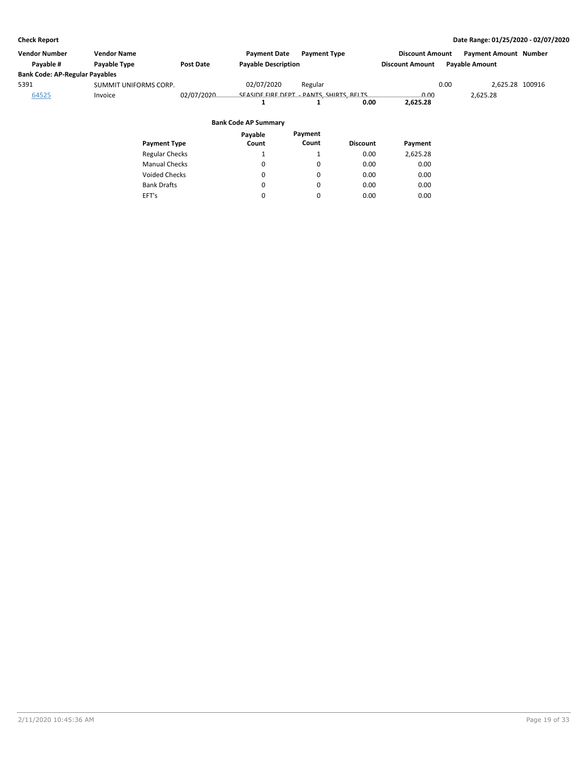**Check Report**

**Date Range: 01/25/2020 - 02/07/2020**

| Vendor Number | Vendor Name | | Payment Date | Payment Type | Discount Amount | Payment Amount | Number |
|---|---|---|---|---|---|---|---|
| Payable # | Payable Type | Post Date | Payable Description | | Discount Amount | Payable Amount | |
| **Bank Code: AP-Regular Payables** | | | | | | | |
| 5391 | SUMMIT UNIFORMS CORP. | | 02/07/2020 | Regular | 0.00 | 2,625.28 | 100916 |
| 64525 | Invoice | 02/07/2020 | SEASIDE FIRE DEPT - PANTS, SHIRTS, BELTS | | 0.00 | 2,625.28 | |
| | | | **1** | **1** | **0.00** | **2,625.28** | |

**Bank Code AP Summary**

| Payment Type | Payable Count | Payment Count | Discount | Payment |
|---|---|---|---|---|
| Regular Checks | 1 | 1 | 0.00 | 2,625.28 |
| Manual Checks | 0 | 0 | 0.00 | 0.00 |
| Voided Checks | 0 | 0 | 0.00 | 0.00 |
| Bank Drafts | 0 | 0 | 0.00 | 0.00 |
| EFT's | 0 | 0 | 0.00 | 0.00 |

2/11/2020 10:45:36 AM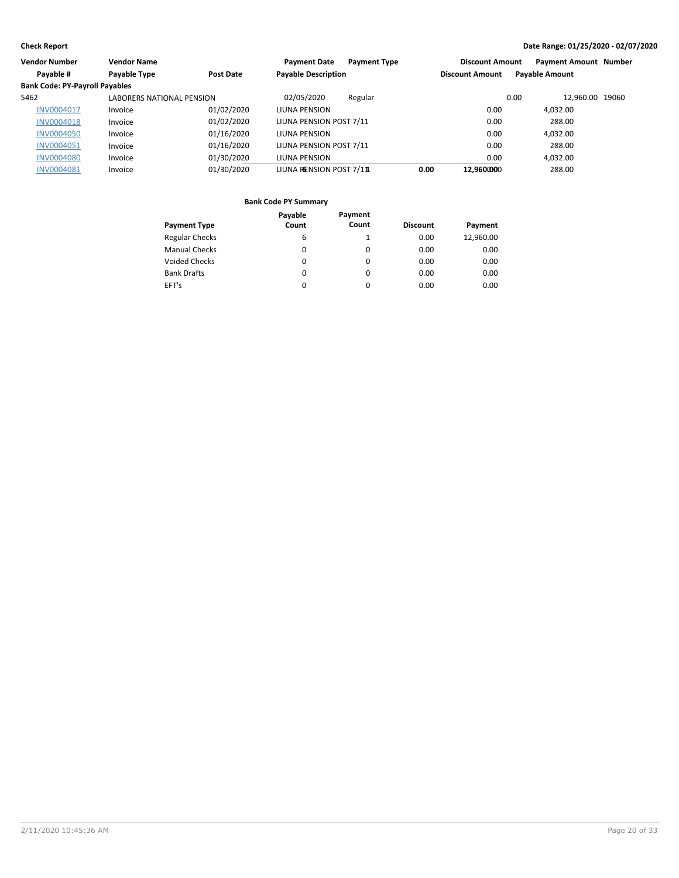**Check Report**

**Date Range: 01/25/2020 - 02/07/2020**

| Vendor Number | Vendor Name | | Payment Date | Payment Type | Discount Amount | Payment Amount | Number |
|---|---|---|---|---|---|---|---|
| Payable # | Payable Type | Post Date | Payable Description | | Discount Amount | Payable Amount | |
| **Bank Code: PY-Payroll Payables** | | | | | | | |
| 5462 | LABORERS NATIONAL PENSION | | 02/05/2020 | Regular | 0.00 | 12,960.00 | 19060 |
| INV0004017 | Invoice | 01/02/2020 | LIUNA PENSION | | 0.00 | 4,032.00 | |
| INV0004018 | Invoice | 01/02/2020 | LIUNA PENSION POST 7/11 | | 0.00 | 288.00 | |
| INV0004050 | Invoice | 01/16/2020 | LIUNA PENSION | | 0.00 | 4,032.00 | |
| INV0004051 | Invoice | 01/16/2020 | LIUNA PENSION POST 7/11 | | 0.00 | 288.00 | |
| INV0004080 | Invoice | 01/30/2020 | LIUNA PENSION | | 0.00 | 4,032.00 | |
| INV0004081 | Invoice | 01/30/2020 | LIUNA PENSION POST 7/11 | | 0.00 | 288.00 | |
| | | | Total Vendor 5462 (6) | | **0.00** | **12,960.00** | |

**Bank Code PY Summary**

| Payment Type | Payable Count | Payment Count | Discount | Payment |
|---|---|---|---|---|
| Regular Checks | 6 | 1 | 0.00 | 12,960.00 |
| Manual Checks | 0 | 0 | 0.00 | 0.00 |
| Voided Checks | 0 | 0 | 0.00 | 0.00 |
| Bank Drafts | 0 | 0 | 0.00 | 0.00 |
| EFT's | 0 | 0 | 0.00 | 0.00 |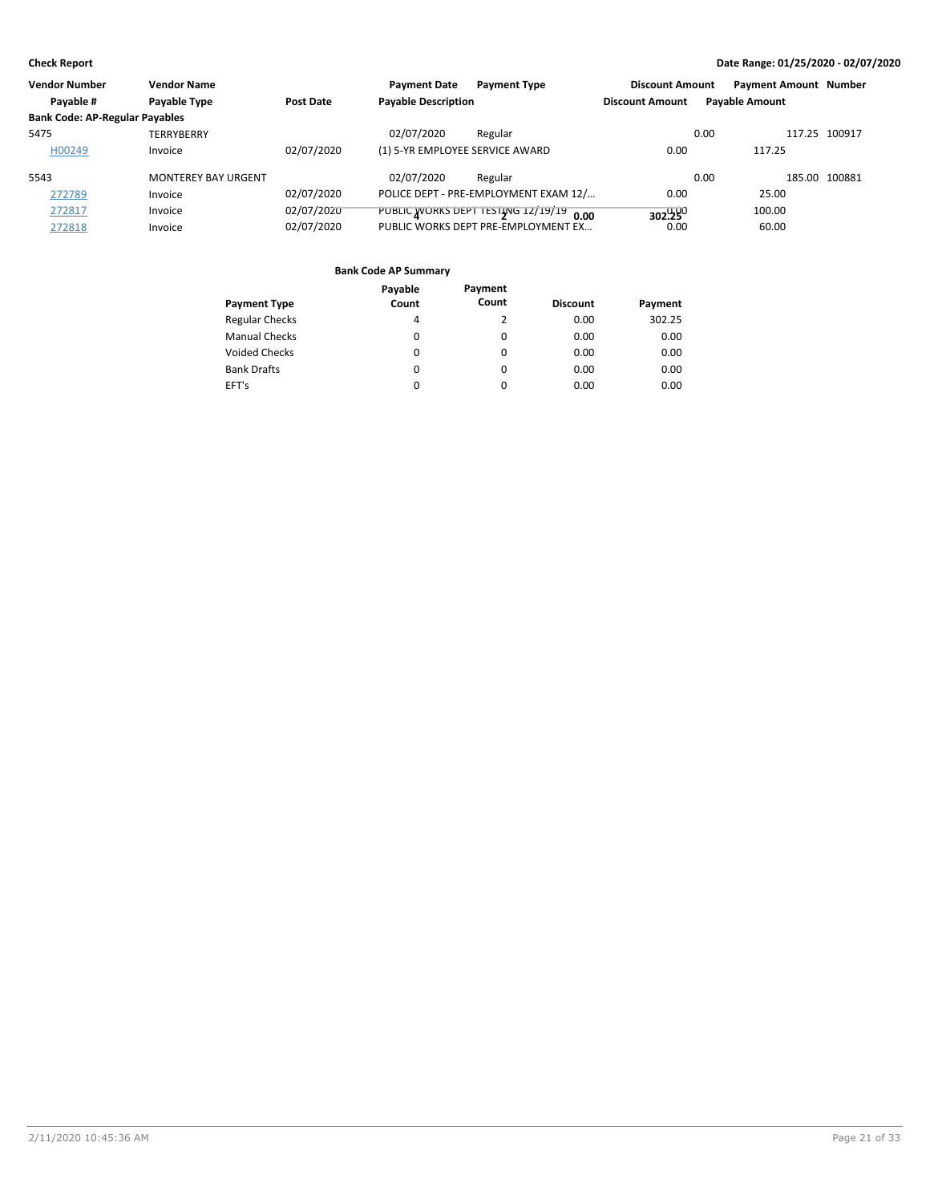**Check Report** — Date Range: 01/25/2020 - 02/07/2020

| Vendor Number | Vendor Name | | Payment Date | Payment Type | Discount Amount | Payment Amount | Number |
|---|---|---|---|---|---|---|---|
| Payable # | Payable Type | Post Date | Payable Description | | Discount Amount | Payable Amount | |
| **Bank Code: AP-Regular Payables** | | | | | | | |
| 5475 | TERRYBERRY | | 02/07/2020 | Regular | 0.00 | 117.25 | 100917 |
| H00249 | Invoice | 02/07/2020 | (1) 5-YR EMPLOYEE SERVICE AWARD | | 0.00 | 117.25 | |
| 5543 | MONTEREY BAY URGENT | | 02/07/2020 | Regular | 0.00 | 185.00 | 100881 |
| 272789 | Invoice | 02/07/2020 | POLICE DEPT - PRE-EMPLOYMENT EXAM 12/... | | 0.00 | 25.00 | |
| 272817 | Invoice | 02/07/2020 | PUBLIC WORKS DEPT TESTING 12/19/19 | | 0.00 | 100.00 | |
| 272818 | Invoice | 02/07/2020 | PUBLIC WORKS DEPT PRE-EMPLOYMENT EX... | | 0.00 | 60.00 | |

**Bank Code AP Summary**

| Payment Type | Payable Count | Payment Count | Discount | Payment |
|---|---|---|---|---|
| Regular Checks | 4 | 2 | 0.00 | 302.25 |
| Manual Checks | 0 | 0 | 0.00 | 0.00 |
| Voided Checks | 0 | 0 | 0.00 | 0.00 |
| Bank Drafts | 0 | 0 | 0.00 | 0.00 |
| EFT's | 0 | 0 | 0.00 | 0.00 |
| | 4 | 2 | 0.00 | 302.25 |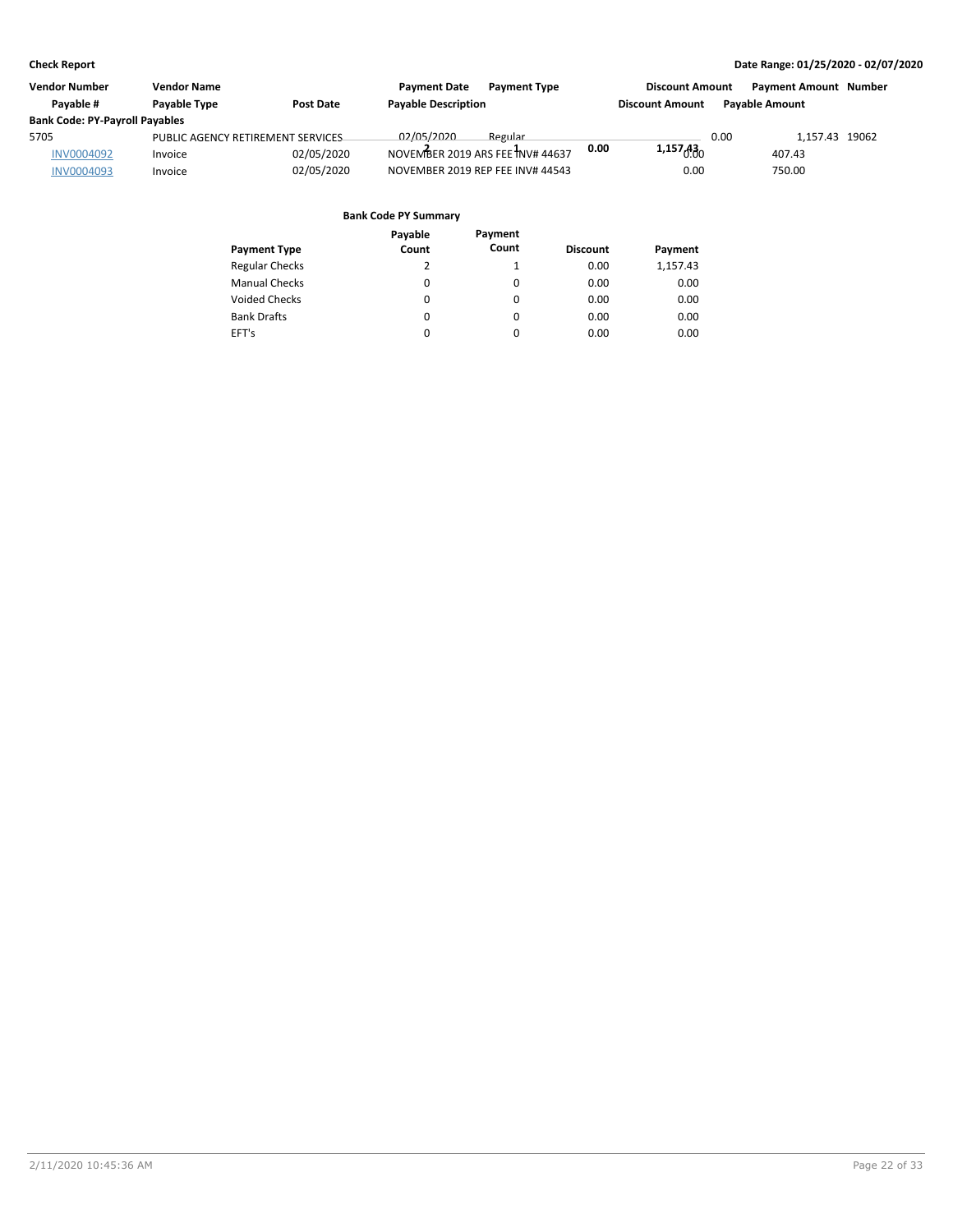**Check Report**

**Date Range: 01/25/2020 - 02/07/2020**

| Vendor Number | Vendor Name | | Payment Date | Payment Type | Discount Amount | Payment Amount | Number |
|---|---|---|---|---|---|---|---|
| Payable # | Payable Type | Post Date | Payable Description | | Discount Amount | Payable Amount | |
| **Bank Code: PY-Payroll Payables** | | | | | | | |
| 5705 | PUBLIC AGENCY RETIREMENT SERVICES | | 02/05/2020 | Regular | 0.00 | 1,157.43 | 19062 |
| INV0004092 | Invoice | 02/05/2020 | NOVEMBER 2019 ARS FEE INV# 44637 | | 0.00 | 407.43 | |
| INV0004093 | Invoice | 02/05/2020 | NOVEMBER 2019 REP FEE INV# 44543 | | 0.00 | 750.00 | |

| Vendor Number | Payable Count | Payment Count | Discount | Payment |
|---|---|---|---|---|
| 5705 | 2 | 1 | 0.00 | 1,157.43 |

**Bank Code PY Summary**

| Payment Type | Payable Count | Payment Count | Discount | Payment |
|---|---|---|---|---|
| Regular Checks | 2 | 1 | 0.00 | 1,157.43 |
| Manual Checks | 0 | 0 | 0.00 | 0.00 |
| Voided Checks | 0 | 0 | 0.00 | 0.00 |
| Bank Drafts | 0 | 0 | 0.00 | 0.00 |
| EFT's | 0 | 0 | 0.00 | 0.00 |

2/11/2020 10:45:36 AM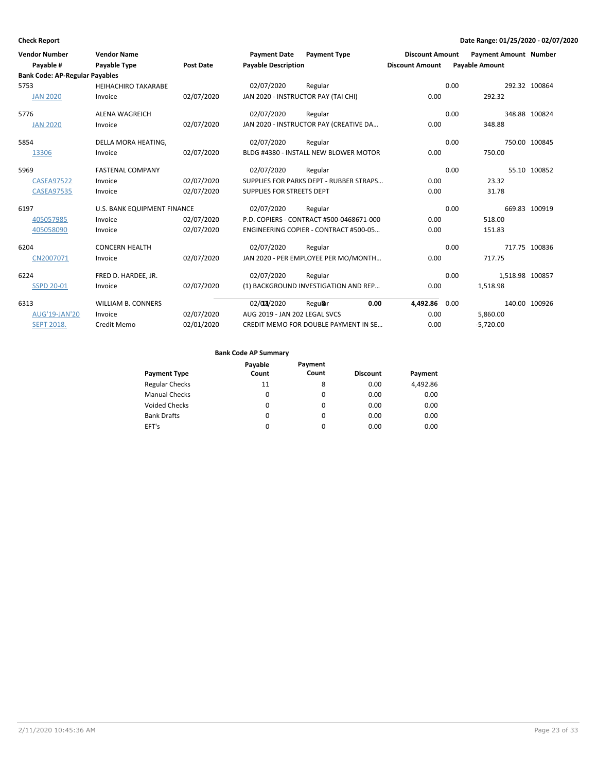**Check Report**

**Date Range: 01/25/2020 - 02/07/2020**

| Vendor Number | Vendor Name | | Payment Date | Payment Type | Discount Amount | Payment Amount | Number |
|---|---|---|---|---|---|---|---|
| Payable # | Payable Type | Post Date | Payable Description | | Discount Amount | Payable Amount | |
| **Bank Code: AP-Regular Payables** | | | | | | | |
| 5753 | HEIHACHIRO TAKARABE | | 02/07/2020 | Regular | 0.00 | 292.32 | 100864 |
| JAN 2020 | Invoice | 02/07/2020 | JAN 2020 - INSTRUCTOR PAY (TAI CHI) | | 0.00 | 292.32 | |
| 5776 | ALENA WAGREICH | | 02/07/2020 | Regular | 0.00 | 348.88 | 100824 |
| JAN 2020 | Invoice | 02/07/2020 | JAN 2020 - INSTRUCTOR PAY (CREATIVE DA… | | 0.00 | 348.88 | |
| 5854 | DELLA MORA HEATING, | | 02/07/2020 | Regular | 0.00 | 750.00 | 100845 |
| 13306 | Invoice | 02/07/2020 | BLDG #4380 - INSTALL NEW BLOWER MOTOR | | 0.00 | 750.00 | |
| 5969 | FASTENAL COMPANY | | 02/07/2020 | Regular | 0.00 | 55.10 | 100852 |
| CASEA97522 | Invoice | 02/07/2020 | SUPPLIES FOR PARKS DEPT - RUBBER STRAPS… | | 0.00 | 23.32 | |
| CASEA97535 | Invoice | 02/07/2020 | SUPPLIES FOR STREETS DEPT | | 0.00 | 31.78 | |
| 6197 | U.S. BANK EQUIPMENT FINANCE | | 02/07/2020 | Regular | 0.00 | 669.83 | 100919 |
| 405057985 | Invoice | 02/07/2020 | P.D. COPIERS - CONTRACT #500-0468671-000 | | 0.00 | 518.00 | |
| 405058090 | Invoice | 02/07/2020 | ENGINEERING COPIER - CONTRACT #500-05… | | 0.00 | 151.83 | |
| 6204 | CONCERN HEALTH | | 02/07/2020 | Regular | 0.00 | 717.75 | 100836 |
| CN2007071 | Invoice | 02/07/2020 | JAN 2020 - PER EMPLOYEE PER MO/MONTH… | | 0.00 | 717.75 | |
| 6224 | FRED D. HARDEE, JR. | | 02/07/2020 | Regular | 0.00 | 1,518.98 | 100857 |
| SSPD 20-01 | Invoice | 02/07/2020 | (1) BACKGROUND INVESTIGATION AND REP… | | 0.00 | 1,518.98 | |
| 6313 | WILLIAM B. CONNERS | | 02/07/2020 | Regular | 0.00 | 140.00 | 100926 |
| AUG'19-JAN'20 | Invoice | 02/07/2020 | AUG 2019 - JAN 202 LEGAL SVCS | | 0.00 | 5,860.00 | |
| SEPT 2018. | Credit Memo | 02/01/2020 | CREDIT MEMO FOR DOUBLE PAYMENT IN SE… | | 0.00 | -5,720.00 | |

**Bank Code AP Summary**

| Payment Type | Payable Count | Payment Count | Discount | Payment |
|---|---|---|---|---|
| Regular Checks | 11 | 8 | 0.00 | 4,492.86 |
| Manual Checks | 0 | 0 | 0.00 | 0.00 |
| Voided Checks | 0 | 0 | 0.00 | 0.00 |
| Bank Drafts | 0 | 0 | 0.00 | 0.00 |
| EFT's | 0 | 0 | 0.00 | 0.00 |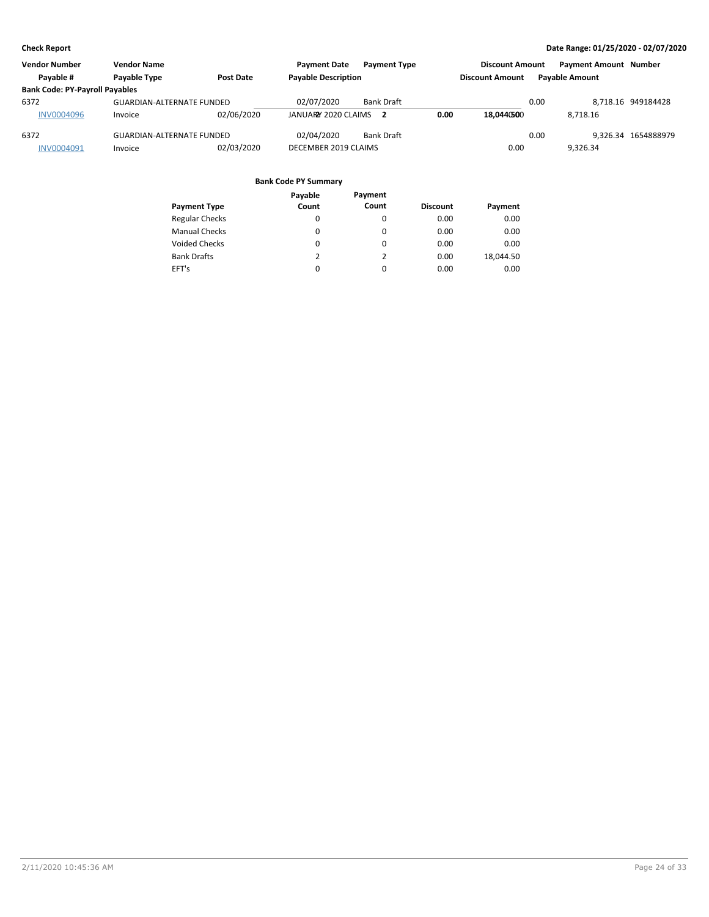**Check Report** | **Date Range: 01/25/2020 - 02/07/2020**

| Vendor Number | Vendor Name | | Payment Date | Payment Type | Discount Amount | Payment Amount | Number |
|---|---|---|---|---|---|---|---|
| Payable # | Payable Type | Post Date | Payable Description | | Discount Amount | Payable Amount | |
| **Bank Code: PY-Payroll Payables** | | | | | | | |
| 6372 | GUARDIAN-ALTERNATE FUNDED | | 02/07/2020 | Bank Draft | 0.00 | 8,718.16 | 949184428 |
| INV0004096 | Invoice | 02/06/2020 | JANUARY 2020 CLAIMS | | 0.00 | 8,718.16 | |
| 6372 | GUARDIAN-ALTERNATE FUNDED | | 02/04/2020 | Bank Draft | 0.00 | 9,326.34 | 1654888979 |
| INV0004091 | Invoice | 02/03/2020 | DECEMBER 2019 CLAIMS | | 0.00 | 9,326.34 | |

| | | 2 | 0.00 | 18,044.50 |
|---|---|---|---|---|

**Bank Code PY Summary**

| Payment Type | Payable Count | Payment Count | Discount | Payment |
|---|---|---|---|---|
| Regular Checks | 0 | 0 | 0.00 | 0.00 |
| Manual Checks | 0 | 0 | 0.00 | 0.00 |
| Voided Checks | 0 | 0 | 0.00 | 0.00 |
| Bank Drafts | 2 | 2 | 0.00 | 18,044.50 |
| EFT's | 0 | 0 | 0.00 | 0.00 |

2/11/2020 10:45:36 AM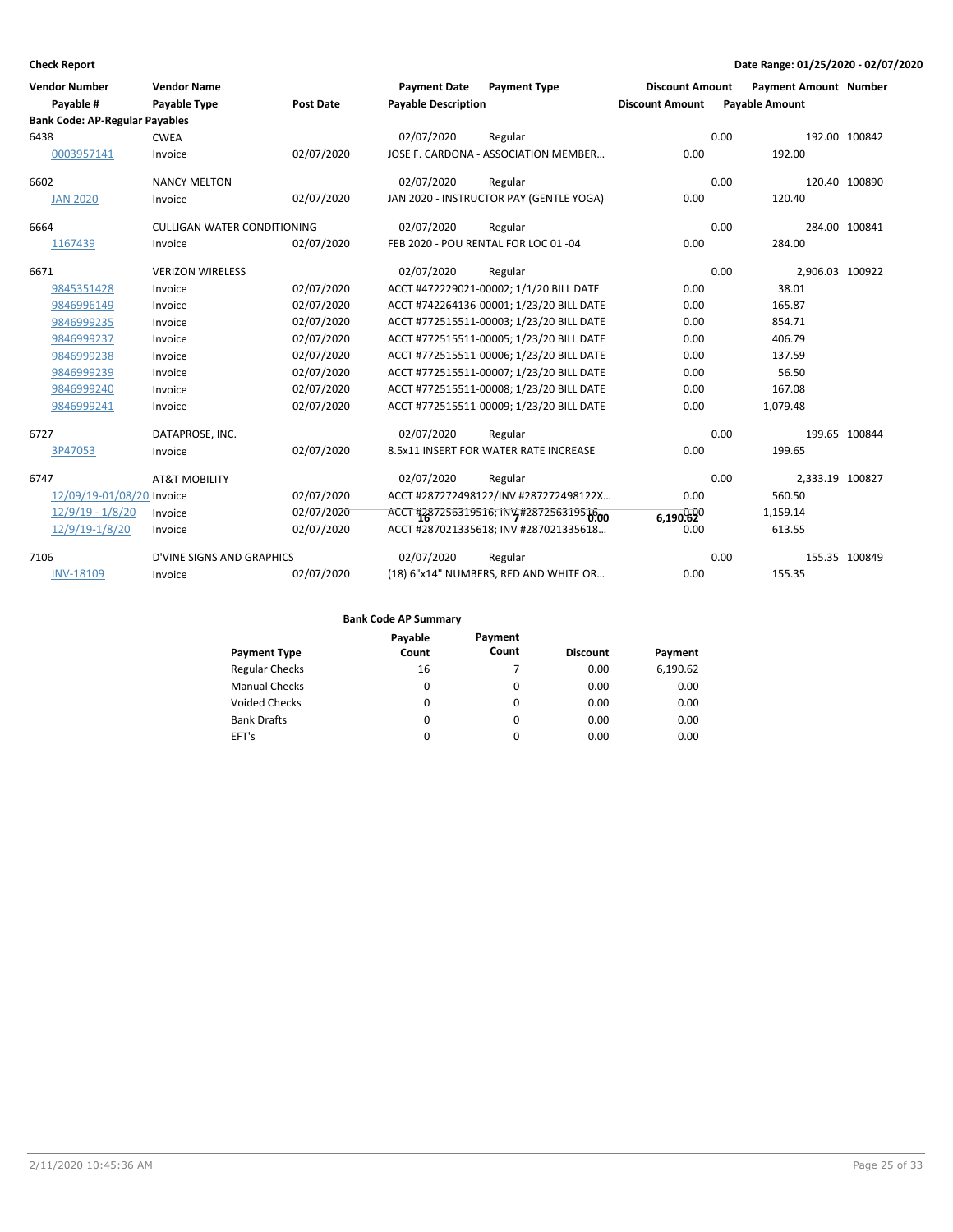**Check Report**

**Date Range: 01/25/2020 - 02/07/2020**

| Vendor Number<br>Payable # | Vendor Name<br>Payable Type | Post Date | Payment Date<br>Payable Description | Payment Type | Discount Amount<br>Discount Amount | Payment Amount<br>Payable Amount | Number |
|---|---|---|---|---|---|---|---|
| **Bank Code: AP-Regular Payables** | | | | | | | |
| 6438 | CWEA | | 02/07/2020 | Regular | 0.00 | 192.00 | 100842 |
| 0003957141 | Invoice | 02/07/2020 | JOSE F. CARDONA - ASSOCIATION MEMBER... | | 0.00 | 192.00 | |
| 6602 | NANCY MELTON | | 02/07/2020 | Regular | 0.00 | 120.40 | 100890 |
| JAN 2020 | Invoice | 02/07/2020 | JAN 2020 - INSTRUCTOR PAY (GENTLE YOGA) | | 0.00 | 120.40 | |
| 6664 | CULLIGAN WATER CONDITIONING | | 02/07/2020 | Regular | 0.00 | 284.00 | 100841 |
| 1167439 | Invoice | 02/07/2020 | FEB 2020 - POU RENTAL FOR LOC 01 -04 | | 0.00 | 284.00 | |
| 6671 | VERIZON WIRELESS | | 02/07/2020 | Regular | 0.00 | 2,906.03 | 100922 |
| 9845351428 | Invoice | 02/07/2020 | ACCT #472229021-00002; 1/1/20 BILL DATE | | 0.00 | 38.01 | |
| 9846996149 | Invoice | 02/07/2020 | ACCT #742264136-00001; 1/23/20 BILL DATE | | 0.00 | 165.87 | |
| 9846999235 | Invoice | 02/07/2020 | ACCT #772515511-00003; 1/23/20 BILL DATE | | 0.00 | 854.71 | |
| 9846999237 | Invoice | 02/07/2020 | ACCT #772515511-00005; 1/23/20 BILL DATE | | 0.00 | 406.79 | |
| 9846999238 | Invoice | 02/07/2020 | ACCT #772515511-00006; 1/23/20 BILL DATE | | 0.00 | 137.59 | |
| 9846999239 | Invoice | 02/07/2020 | ACCT #772515511-00007; 1/23/20 BILL DATE | | 0.00 | 56.50 | |
| 9846999240 | Invoice | 02/07/2020 | ACCT #772515511-00008; 1/23/20 BILL DATE | | 0.00 | 167.08 | |
| 9846999241 | Invoice | 02/07/2020 | ACCT #772515511-00009; 1/23/20 BILL DATE | | 0.00 | 1,079.48 | |
| 6727 | DATAPROSE, INC. | | 02/07/2020 | Regular | 0.00 | 199.65 | 100844 |
| 3P47053 | Invoice | 02/07/2020 | 8.5x11 INSERT FOR WATER RATE INCREASE | | 0.00 | 199.65 | |
| 6747 | AT&T MOBILITY | | 02/07/2020 | Regular | 0.00 | 2,333.19 | 100827 |
| 12/09/19-01/08/20 | Invoice | 02/07/2020 | ACCT #287272498122/INV #287272498122X... | | 0.00 | 560.50 | |
| 12/9/19 - 1/8/20 | Invoice | 02/07/2020 | ACCT #287256319516; INV #287256319516... | | 0.00 | 1,159.14 | |
| 12/9/19-1/8/20 | Invoice | 02/07/2020 | ACCT #287021335618; INV #287021335618... | | 0.00 | 613.55 | |
| 7106 | D'VINE SIGNS AND GRAPHICS | | 02/07/2020 | Regular | 0.00 | 155.35 | 100849 |
| INV-18109 | Invoice | 02/07/2020 | (18) 6"x14" NUMBERS, RED AND WHITE OR... | | 0.00 | 155.35 | |

**Bank Code AP Summary**

| Payment Type | Payable Count | Payment Count | Discount | Payment |
|---|---|---|---|---|
| Regular Checks | 16 | 7 | 0.00 | 6,190.62 |
| Manual Checks | 0 | 0 | 0.00 | 0.00 |
| Voided Checks | 0 | 0 | 0.00 | 0.00 |
| Bank Drafts | 0 | 0 | 0.00 | 0.00 |
| EFT's | 0 | 0 | 0.00 | 0.00 |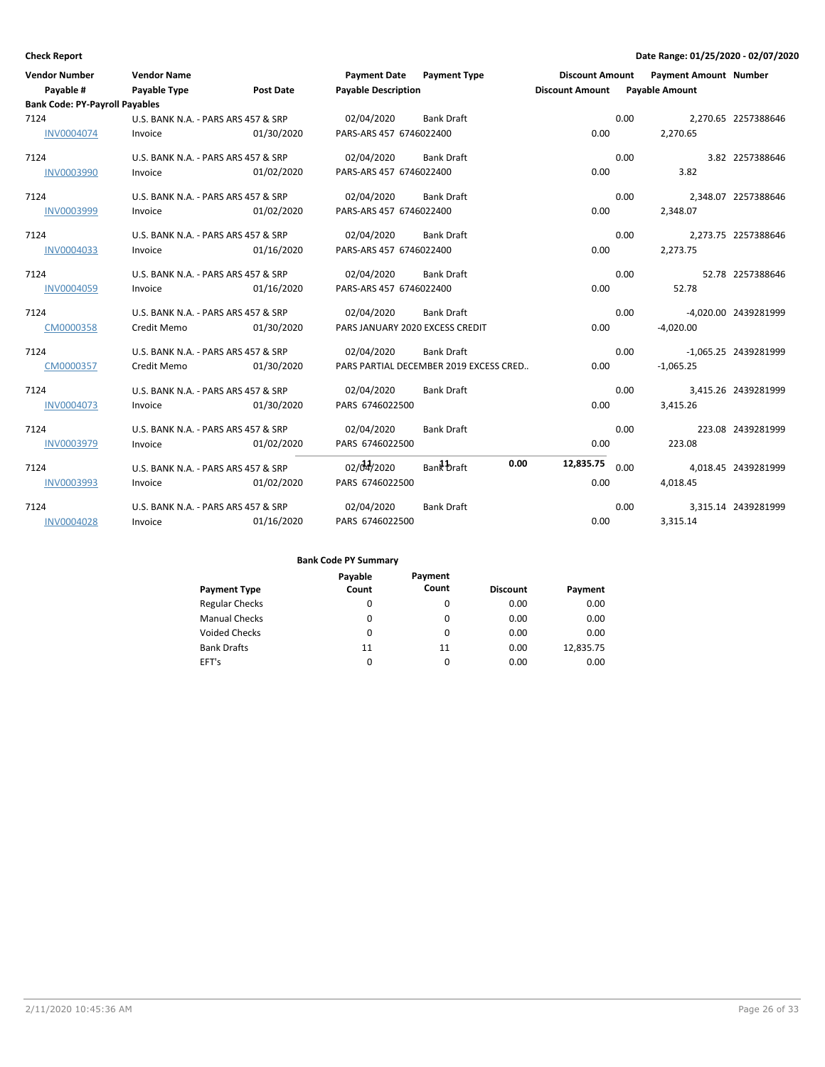**Check Report**

**Date Range: 01/25/2020 - 02/07/2020**

| Vendor Number / Payable # | Vendor Name / Payable Type | Post Date | Payment Date / Payable Description | Payment Type | Discount Amount | Payment Amount / Payable Amount | Number |
|---|---|---|---|---|---|---|---|
| **Bank Code: PY-Payroll Payables** | | | | | | | |
| 7124 | U.S. BANK N.A. - PARS ARS 457 & SRP | | 02/04/2020 | Bank Draft | 0.00 | 2,270.65 | 2257388646 |
| INV0004074 | Invoice | 01/30/2020 | PARS-ARS 457 6746022400 | | 0.00 | 2,270.65 | |
| 7124 | U.S. BANK N.A. - PARS ARS 457 & SRP | | 02/04/2020 | Bank Draft | 0.00 | 3.82 | 2257388646 |
| INV0003990 | Invoice | 01/02/2020 | PARS-ARS 457 6746022400 | | 0.00 | 3.82 | |
| 7124 | U.S. BANK N.A. - PARS ARS 457 & SRP | | 02/04/2020 | Bank Draft | 0.00 | 2,348.07 | 2257388646 |
| INV0003999 | Invoice | 01/02/2020 | PARS-ARS 457 6746022400 | | 0.00 | 2,348.07 | |
| 7124 | U.S. BANK N.A. - PARS ARS 457 & SRP | | 02/04/2020 | Bank Draft | 0.00 | 2,273.75 | 2257388646 |
| INV0004033 | Invoice | 01/16/2020 | PARS-ARS 457 6746022400 | | 0.00 | 2,273.75 | |
| 7124 | U.S. BANK N.A. - PARS ARS 457 & SRP | | 02/04/2020 | Bank Draft | 0.00 | 52.78 | 2257388646 |
| INV0004059 | Invoice | 01/16/2020 | PARS-ARS 457 6746022400 | | 0.00 | 52.78 | |
| 7124 | U.S. BANK N.A. - PARS ARS 457 & SRP | | 02/04/2020 | Bank Draft | 0.00 | -4,020.00 | 2439281999 |
| CM0000358 | Credit Memo | 01/30/2020 | PARS JANUARY 2020 EXCESS CREDIT | | 0.00 | -4,020.00 | |
| 7124 | U.S. BANK N.A. - PARS ARS 457 & SRP | | 02/04/2020 | Bank Draft | 0.00 | -1,065.25 | 2439281999 |
| CM0000357 | Credit Memo | 01/30/2020 | PARS PARTIAL DECEMBER 2019 EXCESS CRED.. | | 0.00 | -1,065.25 | |
| 7124 | U.S. BANK N.A. - PARS ARS 457 & SRP | | 02/04/2020 | Bank Draft | 0.00 | 3,415.26 | 2439281999 |
| INV0004073 | Invoice | 01/30/2020 | PARS 6746022500 | | 0.00 | 3,415.26 | |
| 7124 | U.S. BANK N.A. - PARS ARS 457 & SRP | | 02/04/2020 | Bank Draft | 0.00 | 223.08 | 2439281999 |
| INV0003979 | Invoice | 01/02/2020 | PARS 6746022500 | | 0.00 | 223.08 | |
| 7124 | U.S. BANK N.A. - PARS ARS 457 & SRP | | 02/04/2020 | Bank Draft | 0.00 | 4,018.45 | 2439281999 |
| INV0003993 | Invoice | 01/02/2020 | PARS 6746022500 | | 0.00 | 4,018.45 | |
| 7124 | U.S. BANK N.A. - PARS ARS 457 & SRP | | 02/04/2020 | Bank Draft | 0.00 | 3,315.14 | 2439281999 |
| INV0004028 | Invoice | 01/16/2020 | PARS 6746022500 | | 0.00 | 3,315.14 | |

Total: 11 | 11 | **0.00** | **12,835.75**

**Bank Code PY Summary**

| Payment Type | Payable Count | Payment Count | Discount | Payment |
|---|---|---|---|---|
| Regular Checks | 0 | 0 | 0.00 | 0.00 |
| Manual Checks | 0 | 0 | 0.00 | 0.00 |
| Voided Checks | 0 | 0 | 0.00 | 0.00 |
| Bank Drafts | 11 | 11 | 0.00 | 12,835.75 |
| EFT's | 0 | 0 | 0.00 | 0.00 |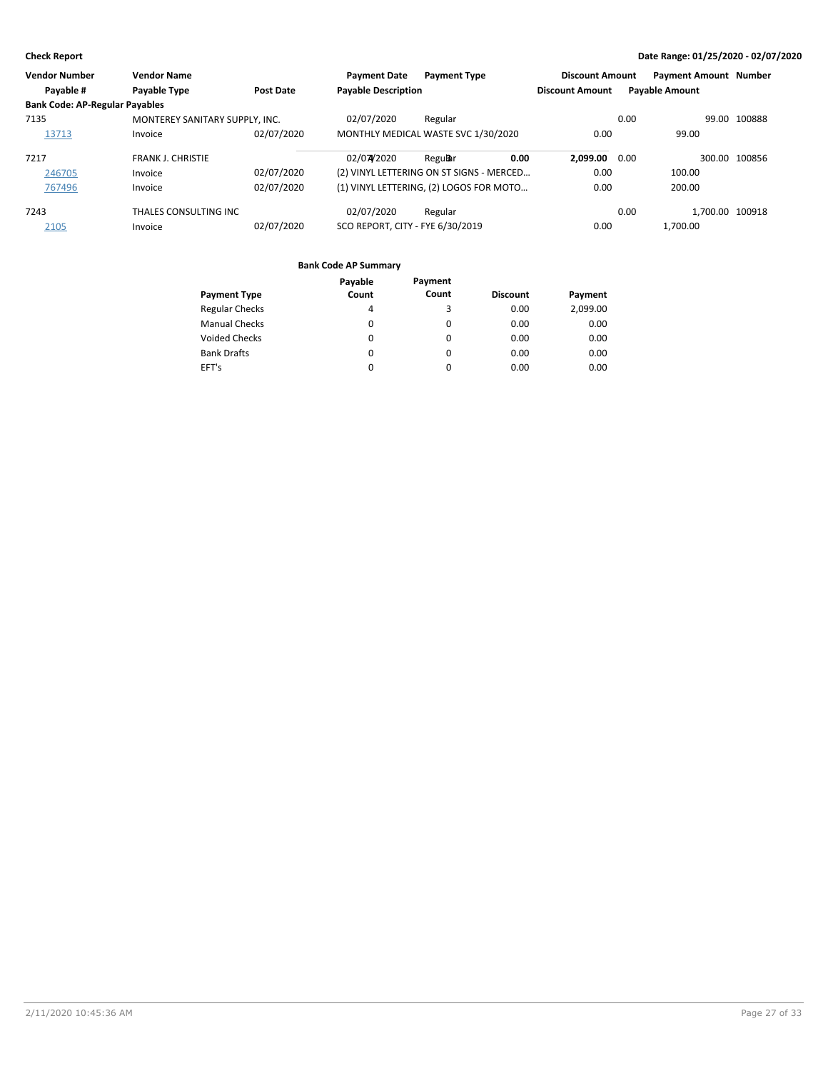**Check Report**

**Date Range: 01/25/2020 - 02/07/2020**

| Vendor Number | Vendor Name | | Payment Date | Payment Type | Discount Amount | Payment Amount | Number |
|---|---|---|---|---|---|---|---|
| Payable # | Payable Type | Post Date | Payable Description | | Discount Amount | Payable Amount | |
| **Bank Code: AP-Regular Payables** | | | | | | | |
| 7135 | MONTEREY SANITARY SUPPLY, INC. | | 02/07/2020 | Regular | 0.00 | 99.00 | 100888 |
| 13713 | Invoice | 02/07/2020 | MONTHLY MEDICAL WASTE SVC 1/30/2020 | | 0.00 | 99.00 | |
| 7217 | FRANK J. CHRISTIE | | 02/07/2020 | Regular | 0.00 | 300.00 | 100856 |
| 246705 | Invoice | 02/07/2020 | (2) VINYL LETTERING ON ST SIGNS - MERCED… | | 0.00 | 100.00 | |
| 767496 | Invoice | 02/07/2020 | (1) VINYL LETTERING, (2) LOGOS FOR MOTO… | | 0.00 | 200.00 | |
| 7243 | THALES CONSULTING INC | | 02/07/2020 | Regular | 0.00 | 1,700.00 | 100918 |
| 2105 | Invoice | 02/07/2020 | SCO REPORT, CITY - FYE 6/30/2019 | | 0.00 | 1,700.00 | |

**Bank Code AP Summary**

| Payment Type | Payable Count | Payment Count | Discount | Payment |
|---|---|---|---|---|
| Regular Checks | 4 | 3 | 0.00 | 2,099.00 |
| Manual Checks | 0 | 0 | 0.00 | 0.00 |
| Voided Checks | 0 | 0 | 0.00 | 0.00 |
| Bank Drafts | 0 | 0 | 0.00 | 0.00 |
| EFT's | 0 | 0 | 0.00 | 0.00 |
| | 4 | 3 | 0.00 | 2,099.00 |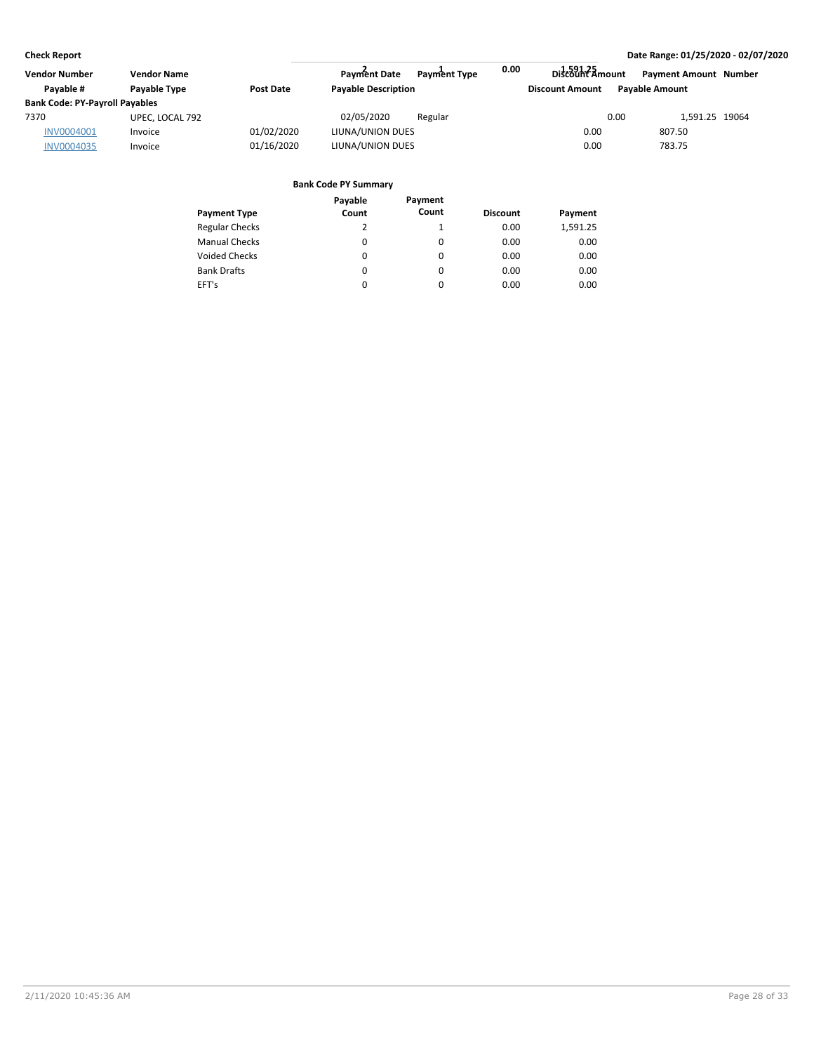**Check Report** **Date Range: 01/25/2020 - 02/07/2020**

| Vendor Number | Vendor Name | | Payment Date | Payment Type | Discount Amount | Payment Amount | Number |
|---|---|---|---|---|---|---|---|
| Payable # | Payable Type | Post Date | Payable Description | | Discount Amount | Payable Amount | |
| **Bank Code: PY-Payroll Payables** | | | | | | | |
| 7370 | UPEC, LOCAL 792 | | 02/05/2020 | Regular | 0.00 | 1,591.25 | 19064 |
| INV0004001 | Invoice | 01/02/2020 | LIUNA/UNION DUES | | 0.00 | 807.50 | |
| INV0004035 | Invoice | 01/16/2020 | LIUNA/UNION DUES | | 0.00 | 783.75 | |

| | 2 | 1 | 0.00 | 1,591.25 |
|---|---|---|---|---|

**Bank Code PY Summary**

| Payment Type | Payable Count | Payment Count | Discount | Payment |
|---|---|---|---|---|
| Regular Checks | 2 | 1 | 0.00 | 1,591.25 |
| Manual Checks | 0 | 0 | 0.00 | 0.00 |
| Voided Checks | 0 | 0 | 0.00 | 0.00 |
| Bank Drafts | 0 | 0 | 0.00 | 0.00 |
| EFT's | 0 | 0 | 0.00 | 0.00 |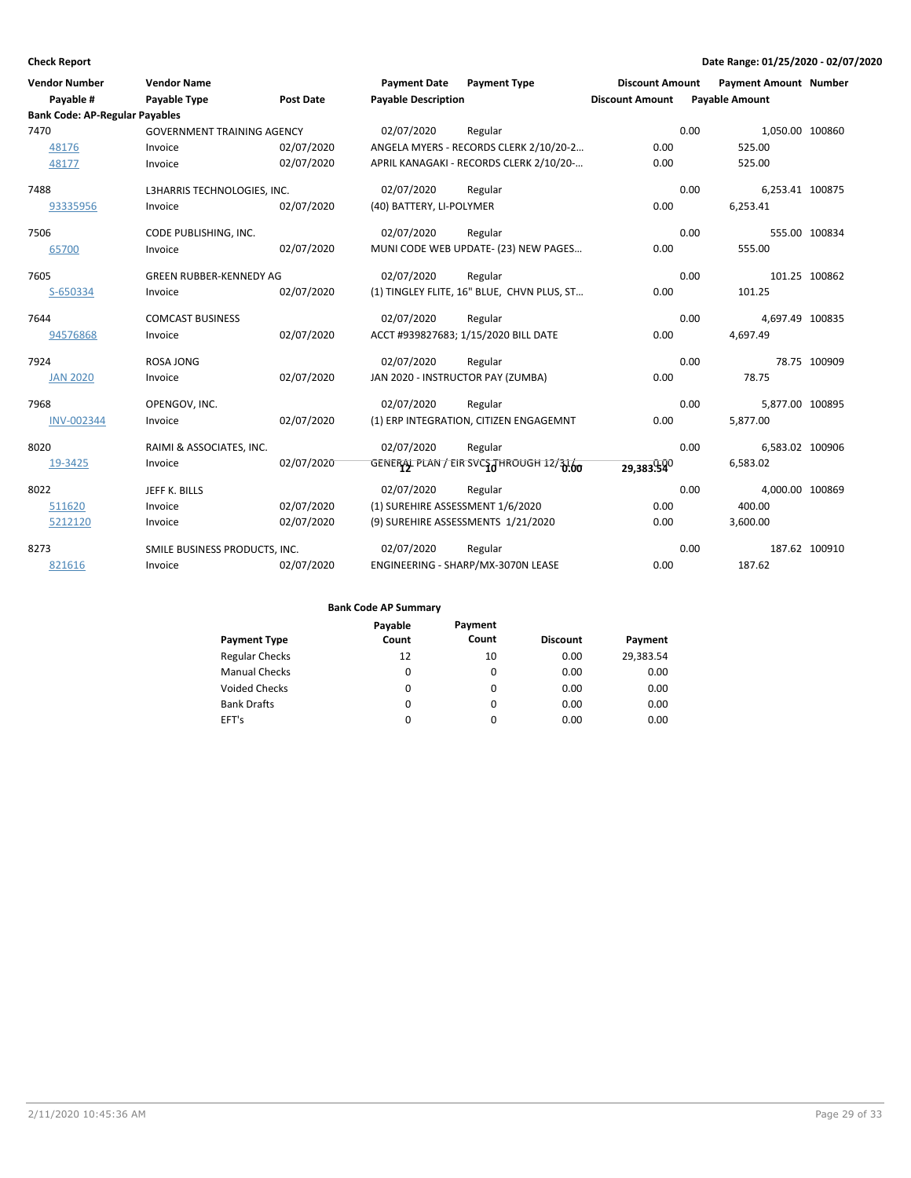**Check Report**

**Date Range: 01/25/2020 - 02/07/2020**

| Vendor Number | Vendor Name | | Payment Date | Payment Type | Discount Amount | Payment Amount | Number |
|---|---|---|---|---|---|---|---|
| Payable # | Payable Type | Post Date | Payable Description | | Discount Amount | Payable Amount | |
| **Bank Code: AP-Regular Payables** | | | | | | | |
| 7470 | GOVERNMENT TRAINING AGENCY | | 02/07/2020 | Regular | 0.00 | 1,050.00 | 100860 |
| 48176 | Invoice | 02/07/2020 | ANGELA MYERS - RECORDS CLERK 2/10/20-2... | | 0.00 | 525.00 | |
| 48177 | Invoice | 02/07/2020 | APRIL KANAGAKI - RECORDS CLERK 2/10/20-... | | 0.00 | 525.00 | |
| 7488 | L3HARRIS TECHNOLOGIES, INC. | | 02/07/2020 | Regular | 0.00 | 6,253.41 | 100875 |
| 93335956 | Invoice | 02/07/2020 | (40) BATTERY, LI-POLYMER | | 0.00 | 6,253.41 | |
| 7506 | CODE PUBLISHING, INC. | | 02/07/2020 | Regular | 0.00 | 555.00 | 100834 |
| 65700 | Invoice | 02/07/2020 | MUNI CODE WEB UPDATE- (23) NEW PAGES... | | 0.00 | 555.00 | |
| 7605 | GREEN RUBBER-KENNEDY AG | | 02/07/2020 | Regular | 0.00 | 101.25 | 100862 |
| S-650334 | Invoice | 02/07/2020 | (1) TINGLEY FLITE, 16" BLUE, CHVN PLUS, ST... | | 0.00 | 101.25 | |
| 7644 | COMCAST BUSINESS | | 02/07/2020 | Regular | 0.00 | 4,697.49 | 100835 |
| 94576868 | Invoice | 02/07/2020 | ACCT #939827683; 1/15/2020 BILL DATE | | 0.00 | 4,697.49 | |
| 7924 | ROSA JONG | | 02/07/2020 | Regular | 0.00 | 78.75 | 100909 |
| JAN 2020 | Invoice | 02/07/2020 | JAN 2020 - INSTRUCTOR PAY (ZUMBA) | | 0.00 | 78.75 | |
| 7968 | OPENGOV, INC. | | 02/07/2020 | Regular | 0.00 | 5,877.00 | 100895 |
| INV-002344 | Invoice | 02/07/2020 | (1) ERP INTEGRATION, CITIZEN ENGAGEMNT | | 0.00 | 5,877.00 | |
| 8020 | RAIMI & ASSOCIATES, INC. | | 02/07/2020 | Regular | 0.00 | 6,583.02 | 100906 |
| 19-3425 | Invoice | 02/07/2020 | GENERAL PLAN / EIR SVCS THROUGH 12/31/... | | 0.00 | 6,583.02 | |
| 8022 | JEFF K. BILLS | | 02/07/2020 | Regular | 0.00 | 4,000.00 | 100869 |
| 511620 | Invoice | 02/07/2020 | (1) SUREHIRE ASSESSMENT 1/6/2020 | | 0.00 | 400.00 | |
| 5212120 | Invoice | 02/07/2020 | (9) SUREHIRE ASSESSMENTS 1/21/2020 | | 0.00 | 3,600.00 | |
| 8273 | SMILE BUSINESS PRODUCTS, INC. | | 02/07/2020 | Regular | 0.00 | 187.62 | 100910 |
| 821616 | Invoice | 02/07/2020 | ENGINEERING - SHARP/MX-3070N LEASE | | 0.00 | 187.62 | |

**Bank Code AP Summary**

| Payment Type | Payable Count | Payment Count | Discount | Payment |
|---|---|---|---|---|
| Regular Checks | 12 | 10 | 0.00 | 29,383.54 |
| Manual Checks | 0 | 0 | 0.00 | 0.00 |
| Voided Checks | 0 | 0 | 0.00 | 0.00 |
| Bank Drafts | 0 | 0 | 0.00 | 0.00 |
| EFT's | 0 | 0 | 0.00 | 0.00 |
| | **12** | **10** | **0.00** | **29,383.54** |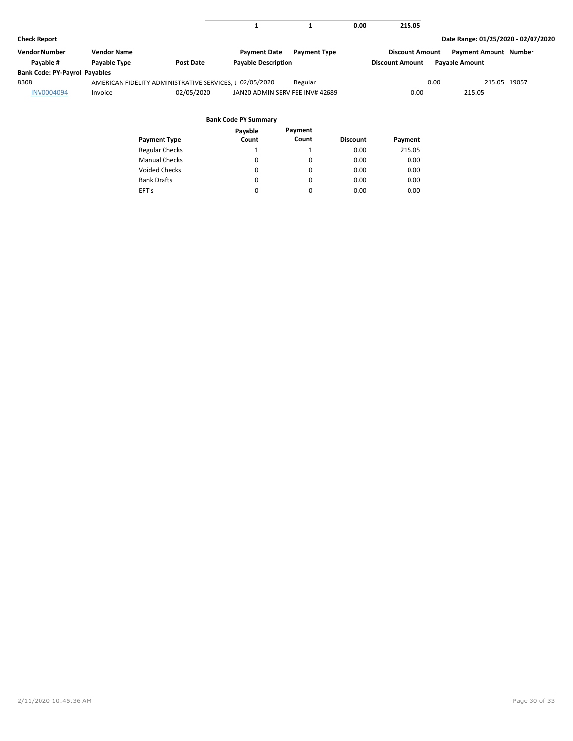| | | | |
|---|---|---|---|
| 1 | 1 | 0.00 | 215.05 |

**Check Report** Date Range: 01/25/2020 - 02/07/2020

| Vendor Number | Vendor Name | | Payment Date | Payment Type | Discount Amount | Payment Amount | Number |
|---|---|---|---|---|---|---|---|
| Payable # | Payable Type | Post Date | Payable Description | | Discount Amount | Payable Amount | |
| **Bank Code: PY-Payroll Payables** | | | | | | | |
| 8308 | AMERICAN FIDELITY ADMINISTRATIVE SERVICES, L | | 02/05/2020 | Regular | 0.00 | 215.05 | 19057 |
| INV0004094 | Invoice | 02/05/2020 | JAN20 ADMIN SERV FEE INV# 42689 | | 0.00 | 215.05 | |

**Bank Code PY Summary**

| Payment Type | Payable Count | Payment Count | Discount | Payment |
|---|---|---|---|---|
| Regular Checks | 1 | 1 | 0.00 | 215.05 |
| Manual Checks | 0 | 0 | 0.00 | 0.00 |
| Voided Checks | 0 | 0 | 0.00 | 0.00 |
| Bank Drafts | 0 | 0 | 0.00 | 0.00 |
| EFT's | 0 | 0 | 0.00 | 0.00 |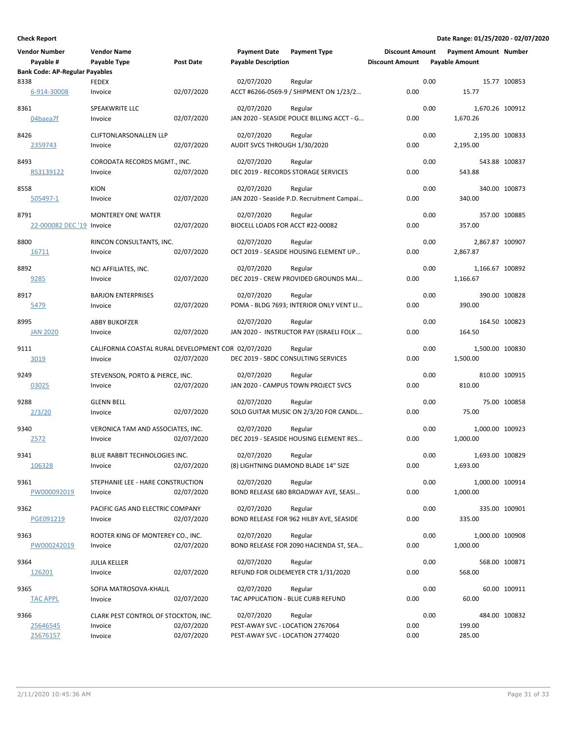**Check Report**

**Date Range: 01/25/2020 - 02/07/2020**

| Vendor Number / Payable # | Vendor Name / Payable Type | Post Date | Payment Date / Payable Description | Payment Type | Discount Amount | Payment Amount / Payable Amount | Number |
|---|---|---|---|---|---|---|---|
| **Bank Code: AP-Regular Payables** | | | | | | | |
| 8338 | FEDEX | | 02/07/2020 | Regular | 0.00 | 15.77 | 100853 |
| 6-914-30008 | Invoice | 02/07/2020 | ACCT #6266-0569-9 / SHIPMENT ON 1/23/2… | | 0.00 | 15.77 | |
| 8361 | SPEAKWRITE LLC | | 02/07/2020 | Regular | 0.00 | 1,670.26 | 100912 |
| 04baea7f | Invoice | 02/07/2020 | JAN 2020 - SEASIDE POLICE BILLING ACCT - G… | | 0.00 | 1,670.26 | |
| 8426 | CLIFTONLARSONALLEN LLP | | 02/07/2020 | Regular | 0.00 | 2,195.00 | 100833 |
| 2359743 | Invoice | 02/07/2020 | AUDIT SVCS THROUGH 1/30/2020 | | 0.00 | 2,195.00 | |
| 8493 | CORODATA RECORDS MGMT., INC. | | 02/07/2020 | Regular | 0.00 | 543.88 | 100837 |
| RS3139122 | Invoice | 02/07/2020 | DEC 2019 - RECORDS STORAGE SERVICES | | 0.00 | 543.88 | |
| 8558 | KION | | 02/07/2020 | Regular | 0.00 | 340.00 | 100873 |
| 505497-1 | Invoice | 02/07/2020 | JAN 2020 - Seaside P.D. Recruitment Campai… | | 0.00 | 340.00 | |
| 8791 | MONTEREY ONE WATER | | 02/07/2020 | Regular | 0.00 | 357.00 | 100885 |
| 22-000082 DEC '19 | Invoice | 02/07/2020 | BIOCELL LOADS FOR ACCT #22-00082 | | 0.00 | 357.00 | |
| 8800 | RINCON CONSULTANTS, INC. | | 02/07/2020 | Regular | 0.00 | 2,867.87 | 100907 |
| 16711 | Invoice | 02/07/2020 | OCT 2019 - SEASIDE HOUSING ELEMENT UP… | | 0.00 | 2,867.87 | |
| 8892 | NCI AFFILIATES, INC. | | 02/07/2020 | Regular | 0.00 | 1,166.67 | 100892 |
| 9285 | Invoice | 02/07/2020 | DEC 2019 - CREW PROVIDED GROUNDS MAI… | | 0.00 | 1,166.67 | |
| 8917 | BARJON ENTERPRISES | | 02/07/2020 | Regular | 0.00 | 390.00 | 100828 |
| 5479 | Invoice | 02/07/2020 | POMA - BLDG 7693; INTERIOR ONLY VENT LI… | | 0.00 | 390.00 | |
| 8995 | ABBY BUKOFZER | | 02/07/2020 | Regular | 0.00 | 164.50 | 100823 |
| JAN 2020 | Invoice | 02/07/2020 | JAN 2020 - INSTRUCTOR PAY (ISRAELI FOLK … | | 0.00 | 164.50 | |
| 9111 | CALIFORNIA COASTAL RURAL DEVELOPMENT COR | | 02/07/2020 | Regular | 0.00 | 1,500.00 | 100830 |
| 3019 | Invoice | 02/07/2020 | DEC 2019 - SBDC CONSULTING SERVICES | | 0.00 | 1,500.00 | |
| 9249 | STEVENSON, PORTO & PIERCE, INC. | | 02/07/2020 | Regular | 0.00 | 810.00 | 100915 |
| 03025 | Invoice | 02/07/2020 | JAN 2020 - CAMPUS TOWN PROJECT SVCS | | 0.00 | 810.00 | |
| 9288 | GLENN BELL | | 02/07/2020 | Regular | 0.00 | 75.00 | 100858 |
| 2/3/20 | Invoice | 02/07/2020 | SOLO GUITAR MUSIC ON 2/3/20 FOR CANDL… | | 0.00 | 75.00 | |
| 9340 | VERONICA TAM AND ASSOCIATES, INC. | | 02/07/2020 | Regular | 0.00 | 1,000.00 | 100923 |
| 2572 | Invoice | 02/07/2020 | DEC 2019 - SEASIDE HOUSING ELEMENT RES… | | 0.00 | 1,000.00 | |
| 9341 | BLUE RABBIT TECHNOLOGIES INC. | | 02/07/2020 | Regular | 0.00 | 1,693.00 | 100829 |
| 106328 | Invoice | 02/07/2020 | (8) LIGHTNING DIAMOND BLADE 14" SIZE | | 0.00 | 1,693.00 | |
| 9361 | STEPHANIE LEE - HARE CONSTRUCTION | | 02/07/2020 | Regular | 0.00 | 1,000.00 | 100914 |
| PW000092019 | Invoice | 02/07/2020 | BOND RELEASE 680 BROADWAY AVE, SEASI… | | 0.00 | 1,000.00 | |
| 9362 | PACIFIC GAS AND ELECTRIC COMPANY | | 02/07/2020 | Regular | 0.00 | 335.00 | 100901 |
| PGE091219 | Invoice | 02/07/2020 | BOND RELEASE FOR 962 HILBY AVE, SEASIDE | | 0.00 | 335.00 | |
| 9363 | ROOTER KING OF MONTEREY CO., INC. | | 02/07/2020 | Regular | 0.00 | 1,000.00 | 100908 |
| PW000242019 | Invoice | 02/07/2020 | BOND RELEASE FOR 2090 HACIENDA ST, SEA… | | 0.00 | 1,000.00 | |
| 9364 | JULIA KELLER | | 02/07/2020 | Regular | 0.00 | 568.00 | 100871 |
| 126201 | Invoice | 02/07/2020 | REFUND FOR OLDEMEYER CTR 1/31/2020 | | 0.00 | 568.00 | |
| 9365 | SOFIA MATROSOVA-KHALIL | | 02/07/2020 | Regular | 0.00 | 60.00 | 100911 |
| TAC APPL | Invoice | 02/07/2020 | TAC APPLICATION - BLUE CURB REFUND | | 0.00 | 60.00 | |
| 9366 | CLARK PEST CONTROL OF STOCKTON, INC. | | 02/07/2020 | Regular | 0.00 | 484.00 | 100832 |
| 25646545 | Invoice | 02/07/2020 | PEST-AWAY SVC - LOCATION 2767064 | | 0.00 | 199.00 | |
| 25676157 | Invoice | 02/07/2020 | PEST-AWAY SVC - LOCATION 2774020 | | 0.00 | 285.00 | |

2/11/2020 10:45:36 AM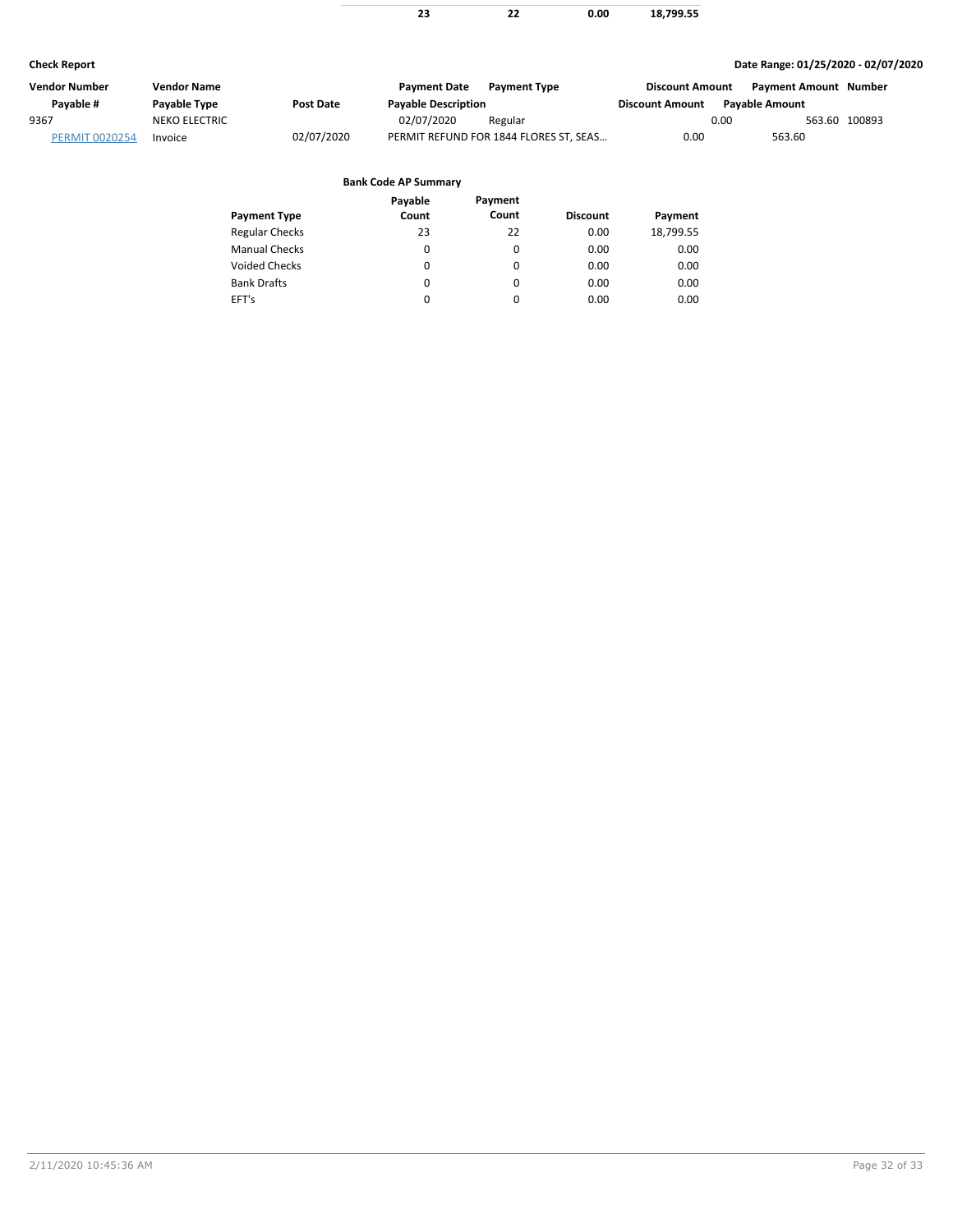| | | | |
|---|---|---|---|
| **23** | **22** | **0.00** | **18,799.55** |

**Check Report** — **Date Range: 01/25/2020 - 02/07/2020**

| Vendor Number | Vendor Name | | Payment Date | Payment Type | Discount Amount | Payment Amount | Number |
|---|---|---|---|---|---|---|---|
| **Payable #** | **Payable Type** | **Post Date** | **Payable Description** | | **Discount Amount** | **Payable Amount** | |
| 9367 | NEKO ELECTRIC | | 02/07/2020 | Regular | 0.00 | 563.60 | 100893 |
| PERMIT 0020254 | Invoice | 02/07/2020 | PERMIT REFUND FOR 1844 FLORES ST, SEAS... | | 0.00 | 563.60 | |

**Bank Code AP Summary**

| Payment Type | Payable Count | Payment Count | Discount | Payment |
|---|---|---|---|---|
| Regular Checks | 23 | 22 | 0.00 | 18,799.55 |
| Manual Checks | 0 | 0 | 0.00 | 0.00 |
| Voided Checks | 0 | 0 | 0.00 | 0.00 |
| Bank Drafts | 0 | 0 | 0.00 | 0.00 |
| EFT's | 0 | 0 | 0.00 | 0.00 |

2/11/2020 10:45:36 AM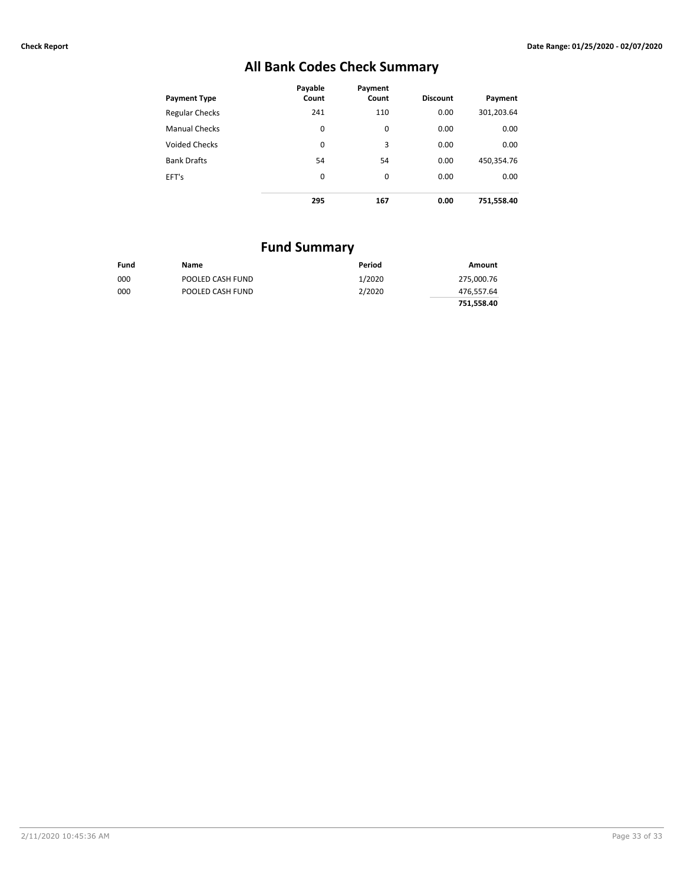## All Bank Codes Check Summary

| Payment Type | Payable Count | Payment Count | Discount | Payment |
|---|---|---|---|---|
| Regular Checks | 241 | 110 | 0.00 | 301,203.64 |
| Manual Checks | 0 | 0 | 0.00 | 0.00 |
| Voided Checks | 0 | 3 | 0.00 | 0.00 |
| Bank Drafts | 54 | 54 | 0.00 | 450,354.76 |
| EFT's | 0 | 0 | 0.00 | 0.00 |
| | **295** | **167** | **0.00** | **751,558.40** |

## Fund Summary

| Fund | Name | Period | Amount |
|---|---|---|---|
| 000 | POOLED CASH FUND | 1/2020 | 275,000.76 |
| 000 | POOLED CASH FUND | 2/2020 | 476,557.64 |
| | | | **751,558.40** |